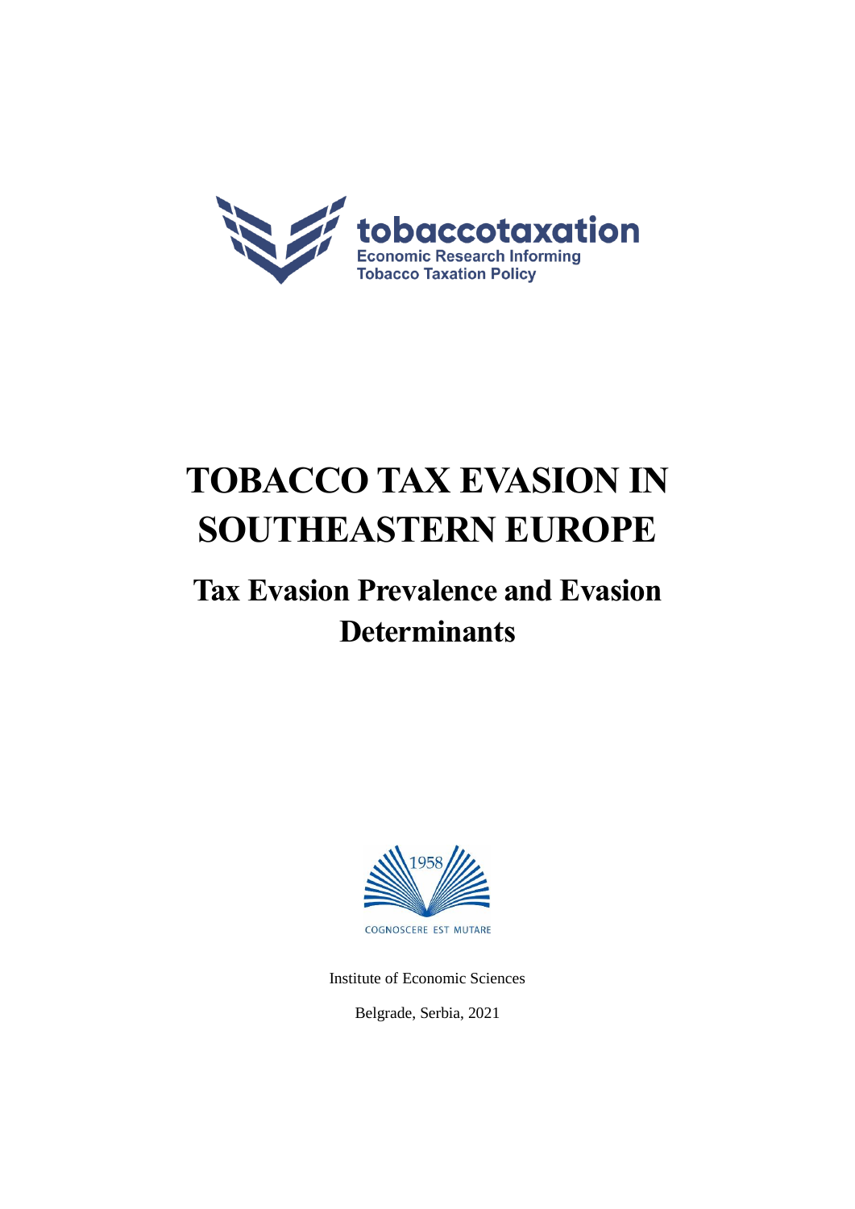tobaccotaxation

Economic Research Informing Tobacco Taxation Policy

# TOBACCO TAX EVASION IN SOUTHEASTERN EUROPE

## Tax Evasion Prevalence and Evasion Determinants

1958

COGNOSCERE EST MUTARE

Institute of Economic Sciences

Belgrade, Serbia, 2021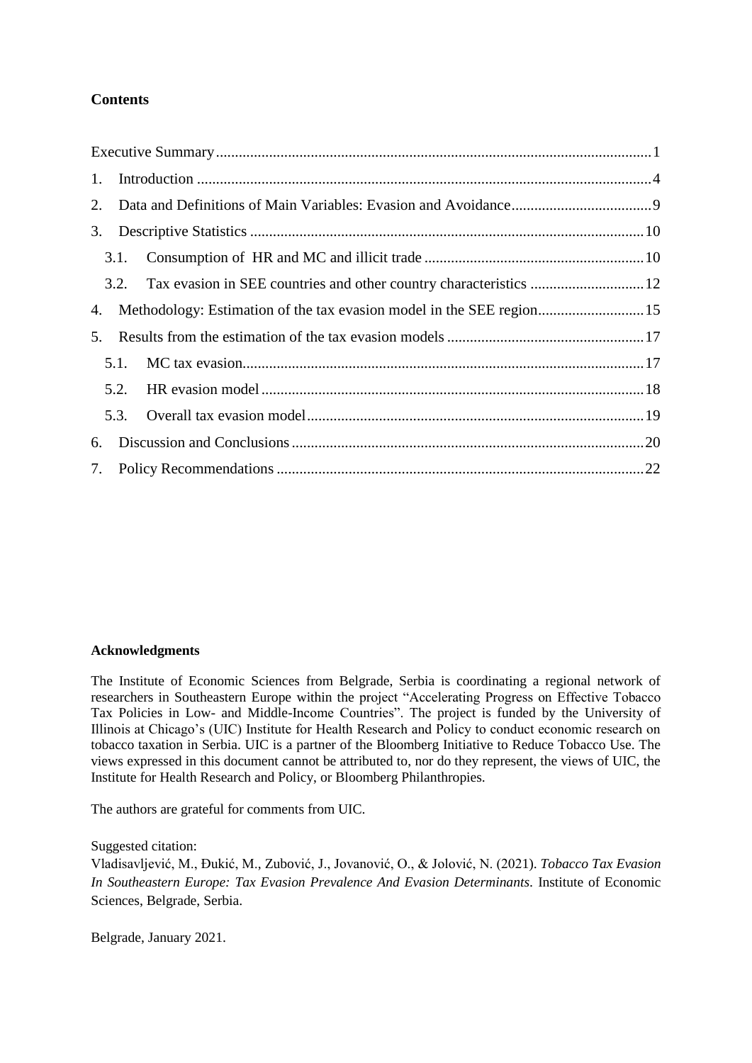**Contents**

Executive Summary ....................................................................................................................1

1. Introduction ..........................................................................................................................4
2. Data and Definitions of Main Variables: Evasion and Avoidance .....................................9
3. Descriptive Statistics ..........................................................................................................10
   - 3.1. Consumption of HR and MC and illicit trade ..........................................................10
   - 3.2. Tax evasion in SEE countries and other country characteristics ..............................12
4. Methodology: Estimation of the tax evasion model in the SEE region ............................15
5. Results from the estimation of the tax evasion models .....................................................17
   - 5.1. MC tax evasion .........................................................................................................17
   - 5.2. HR evasion model .....................................................................................................18
   - 5.3. Overall tax evasion model .........................................................................................19
6. Discussion and Conclusions ...............................................................................................20
7. Policy Recommendations ...................................................................................................22

**Acknowledgments**

The Institute of Economic Sciences from Belgrade, Serbia is coordinating a regional network of researchers in Southeastern Europe within the project "Accelerating Progress on Effective Tobacco Tax Policies in Low- and Middle-Income Countries". The project is funded by the University of Illinois at Chicago's (UIC) Institute for Health Research and Policy to conduct economic research on tobacco taxation in Serbia. UIC is a partner of the Bloomberg Initiative to Reduce Tobacco Use. The views expressed in this document cannot be attributed to, nor do they represent, the views of UIC, the Institute for Health Research and Policy, or Bloomberg Philanthropies.

The authors are grateful for comments from UIC.

Suggested citation:
Vladisavljević, M., Đukić, M., Zubović, J., Jovanović, O., & Jolović, N. (2021). *Tobacco Tax Evasion In Southeastern Europe: Tax Evasion Prevalence And Evasion Determinants*. Institute of Economic Sciences, Belgrade, Serbia.

Belgrade, January 2021.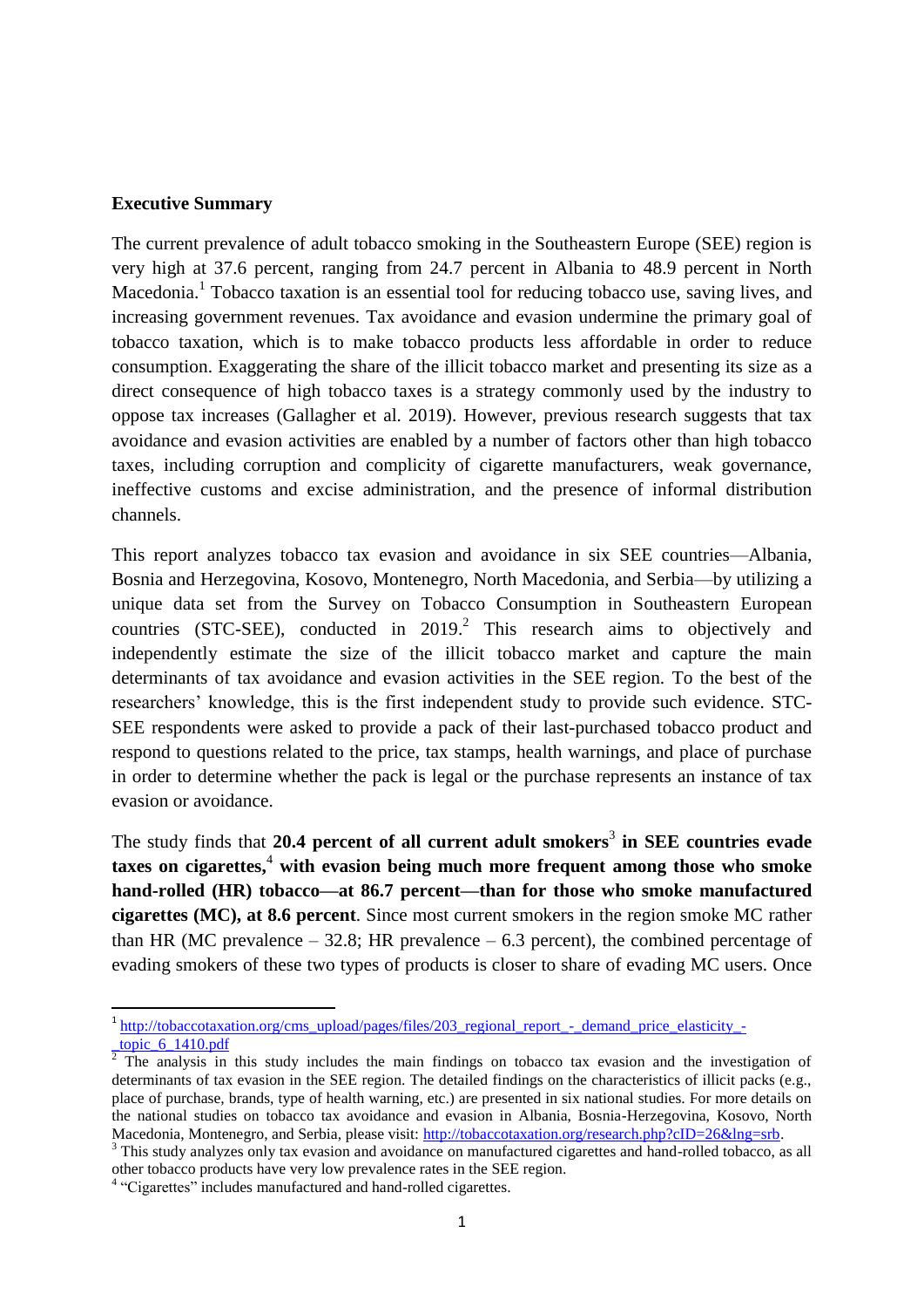**Executive Summary**

The current prevalence of adult tobacco smoking in the Southeastern Europe (SEE) region is very high at 37.6 percent, ranging from 24.7 percent in Albania to 48.9 percent in North Macedonia.[1] Tobacco taxation is an essential tool for reducing tobacco use, saving lives, and increasing government revenues. Tax avoidance and evasion undermine the primary goal of tobacco taxation, which is to make tobacco products less affordable in order to reduce consumption. Exaggerating the share of the illicit tobacco market and presenting its size as a direct consequence of high tobacco taxes is a strategy commonly used by the industry to oppose tax increases (Gallagher et al. 2019). However, previous research suggests that tax avoidance and evasion activities are enabled by a number of factors other than high tobacco taxes, including corruption and complicity of cigarette manufacturers, weak governance, ineffective customs and excise administration, and the presence of informal distribution channels.

This report analyzes tobacco tax evasion and avoidance in six SEE countries—Albania, Bosnia and Herzegovina, Kosovo, Montenegro, North Macedonia, and Serbia—by utilizing a unique data set from the Survey on Tobacco Consumption in Southeastern European countries (STC-SEE), conducted in 2019.[2] This research aims to objectively and independently estimate the size of the illicit tobacco market and capture the main determinants of tax avoidance and evasion activities in the SEE region. To the best of the researchers' knowledge, this is the first independent study to provide such evidence. STC-SEE respondents were asked to provide a pack of their last-purchased tobacco product and respond to questions related to the price, tax stamps, health warnings, and place of purchase in order to determine whether the pack is legal or the purchase represents an instance of tax evasion or avoidance.

The study finds that **20.4 percent of all current adult smokers**[3] **in SEE countries evade taxes on cigarettes,**[4] **with evasion being much more frequent among those who smoke hand-rolled (HR) tobacco—at 86.7 percent—than for those who smoke manufactured cigarettes (MC), at 8.6 percent**. Since most current smokers in the region smoke MC rather than HR (MC prevalence – 32.8; HR prevalence – 6.3 percent), the combined percentage of evading smokers of these two types of products is closer to share of evading MC users. Once

---

[1] http://tobaccotaxation.org/cms_upload/pages/files/203_regional_report_-_demand_price_elasticity_-_topic_6_1410.pdf

[2] The analysis in this study includes the main findings on tobacco tax evasion and the investigation of determinants of tax evasion in the SEE region. The detailed findings on the characteristics of illicit packs (e.g., place of purchase, brands, type of health warning, etc.) are presented in six national studies. For more details on the national studies on tobacco tax avoidance and evasion in Albania, Bosnia-Herzegovina, Kosovo, North Macedonia, Montenegro, and Serbia, please visit: http://tobaccotaxation.org/research.php?cID=26&lng=srb.

[3] This study analyzes only tax evasion and avoidance on manufactured cigarettes and hand-rolled tobacco, as all other tobacco products have very low prevalence rates in the SEE region.

[4] "Cigarettes" includes manufactured and hand-rolled cigarettes.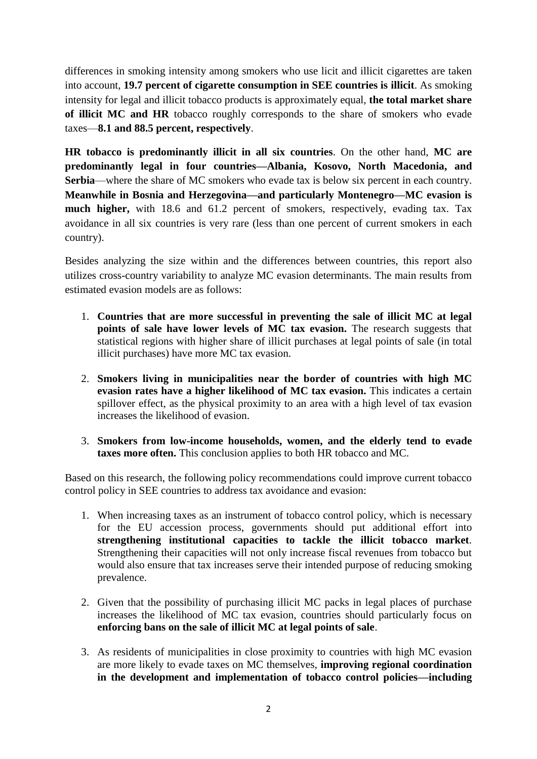differences in smoking intensity among smokers who use licit and illicit cigarettes are taken into account, **19.7 percent of cigarette consumption in SEE countries is illicit**. As smoking intensity for legal and illicit tobacco products is approximately equal, **the total market share of illicit MC and HR** tobacco roughly corresponds to the share of smokers who evade taxes—**8.1 and 88.5 percent, respectively**.

**HR tobacco is predominantly illicit in all six countries**. On the other hand, **MC are predominantly legal in four countries—Albania, Kosovo, North Macedonia, and Serbia**—where the share of MC smokers who evade tax is below six percent in each country. **Meanwhile in Bosnia and Herzegovina—and particularly Montenegro—MC evasion is much higher,** with 18.6 and 61.2 percent of smokers, respectively, evading tax. Tax avoidance in all six countries is very rare (less than one percent of current smokers in each country).

Besides analyzing the size within and the differences between countries, this report also utilizes cross-country variability to analyze MC evasion determinants. The main results from estimated evasion models are as follows:

1. **Countries that are more successful in preventing the sale of illicit MC at legal points of sale have lower levels of MC tax evasion.** The research suggests that statistical regions with higher share of illicit purchases at legal points of sale (in total illicit purchases) have more MC tax evasion.
2. **Smokers living in municipalities near the border of countries with high MC evasion rates have a higher likelihood of MC tax evasion.** This indicates a certain spillover effect, as the physical proximity to an area with a high level of tax evasion increases the likelihood of evasion.
3. **Smokers from low-income households, women, and the elderly tend to evade taxes more often.** This conclusion applies to both HR tobacco and MC.

Based on this research, the following policy recommendations could improve current tobacco control policy in SEE countries to address tax avoidance and evasion:

1. When increasing taxes as an instrument of tobacco control policy, which is necessary for the EU accession process, governments should put additional effort into **strengthening institutional capacities to tackle the illicit tobacco market**. Strengthening their capacities will not only increase fiscal revenues from tobacco but would also ensure that tax increases serve their intended purpose of reducing smoking prevalence.
2. Given that the possibility of purchasing illicit MC packs in legal places of purchase increases the likelihood of MC tax evasion, countries should particularly focus on **enforcing bans on the sale of illicit MC at legal points of sale**.
3. As residents of municipalities in close proximity to countries with high MC evasion are more likely to evade taxes on MC themselves, **improving regional coordination in the development and implementation of tobacco control policies—including**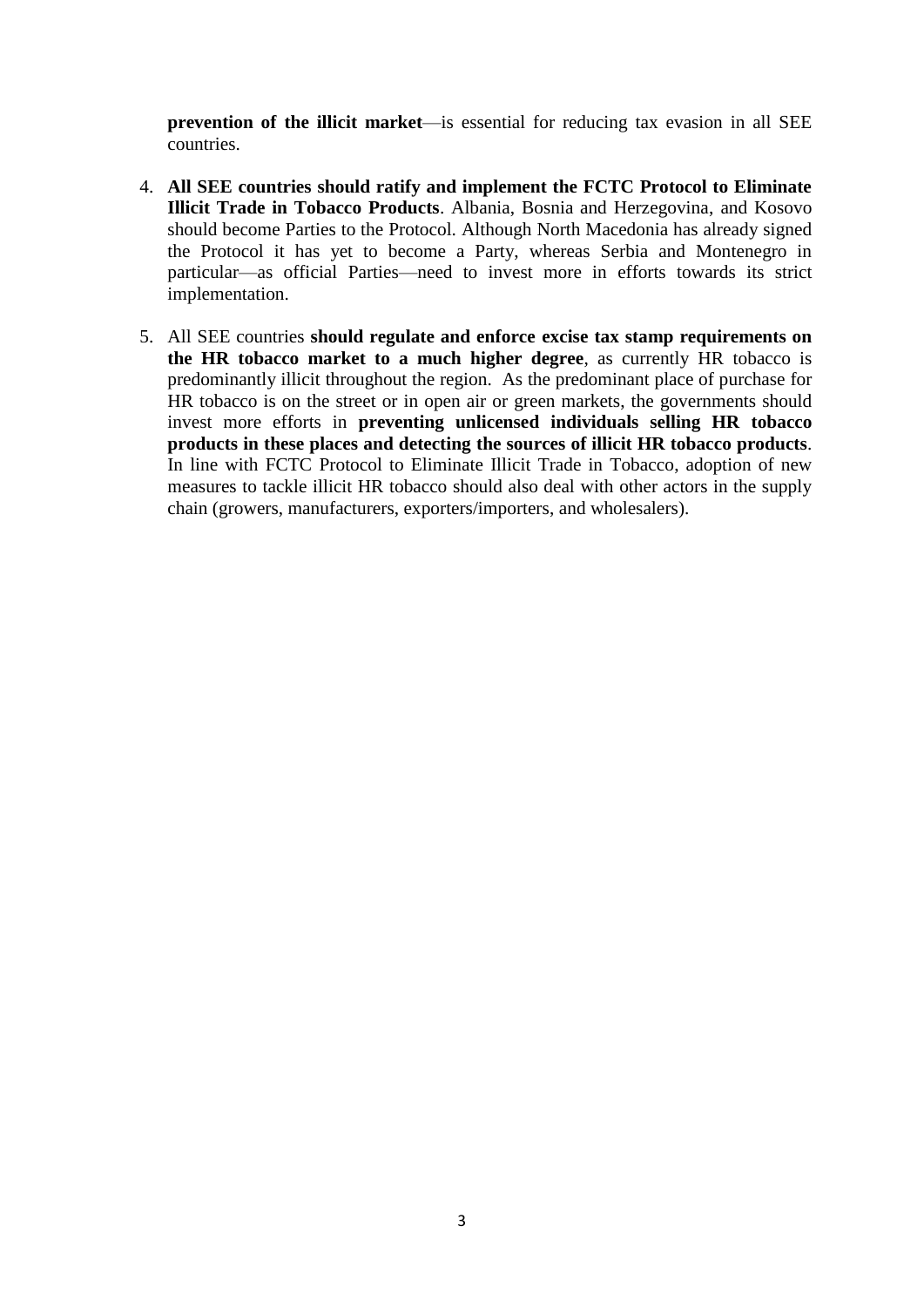**prevention of the illicit market**—is essential for reducing tax evasion in all SEE countries.

4. **All SEE countries should ratify and implement the FCTC Protocol to Eliminate Illicit Trade in Tobacco Products**. Albania, Bosnia and Herzegovina, and Kosovo should become Parties to the Protocol. Although North Macedonia has already signed the Protocol it has yet to become a Party, whereas Serbia and Montenegro in particular—as official Parties—need to invest more in efforts towards its strict implementation.

5. All SEE countries **should regulate and enforce excise tax stamp requirements on the HR tobacco market to a much higher degree**, as currently HR tobacco is predominantly illicit throughout the region. As the predominant place of purchase for HR tobacco is on the street or in open air or green markets, the governments should invest more efforts in **preventing unlicensed individuals selling HR tobacco products in these places and detecting the sources of illicit HR tobacco products**. In line with FCTC Protocol to Eliminate Illicit Trade in Tobacco, adoption of new measures to tackle illicit HR tobacco should also deal with other actors in the supply chain (growers, manufacturers, exporters/importers, and wholesalers).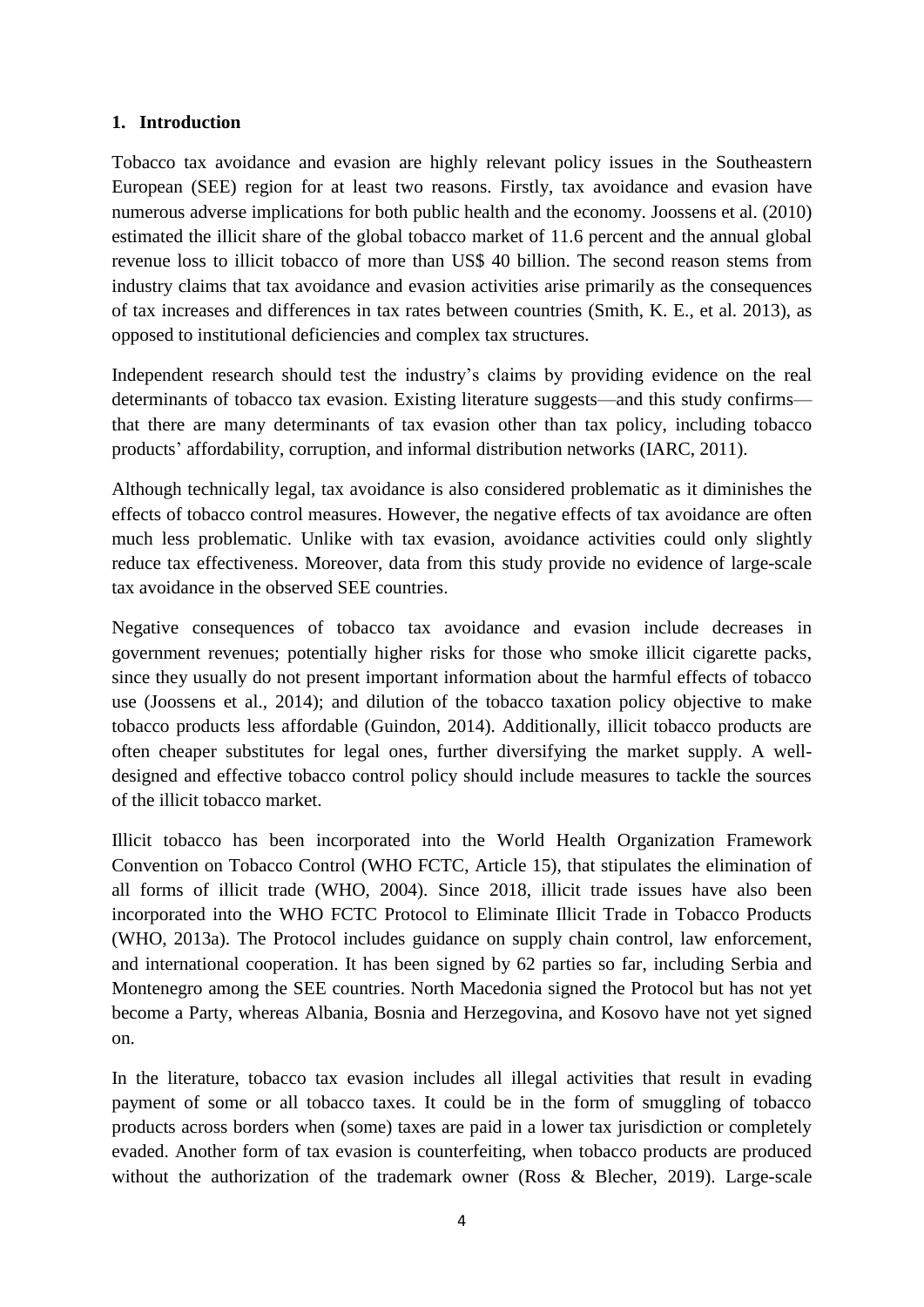## 1. Introduction

Tobacco tax avoidance and evasion are highly relevant policy issues in the Southeastern European (SEE) region for at least two reasons. Firstly, tax avoidance and evasion have numerous adverse implications for both public health and the economy. Joossens et al. (2010) estimated the illicit share of the global tobacco market of 11.6 percent and the annual global revenue loss to illicit tobacco of more than US$ 40 billion. The second reason stems from industry claims that tax avoidance and evasion activities arise primarily as the consequences of tax increases and differences in tax rates between countries (Smith, K. E., et al. 2013), as opposed to institutional deficiencies and complex tax structures.

Independent research should test the industry's claims by providing evidence on the real determinants of tobacco tax evasion. Existing literature suggests—and this study confirms—that there are many determinants of tax evasion other than tax policy, including tobacco products' affordability, corruption, and informal distribution networks (IARC, 2011).

Although technically legal, tax avoidance is also considered problematic as it diminishes the effects of tobacco control measures. However, the negative effects of tax avoidance are often much less problematic. Unlike with tax evasion, avoidance activities could only slightly reduce tax effectiveness. Moreover, data from this study provide no evidence of large-scale tax avoidance in the observed SEE countries.

Negative consequences of tobacco tax avoidance and evasion include decreases in government revenues; potentially higher risks for those who smoke illicit cigarette packs, since they usually do not present important information about the harmful effects of tobacco use (Joossens et al., 2014); and dilution of the tobacco taxation policy objective to make tobacco products less affordable (Guindon, 2014). Additionally, illicit tobacco products are often cheaper substitutes for legal ones, further diversifying the market supply. A well-designed and effective tobacco control policy should include measures to tackle the sources of the illicit tobacco market.

Illicit tobacco has been incorporated into the World Health Organization Framework Convention on Tobacco Control (WHO FCTC, Article 15), that stipulates the elimination of all forms of illicit trade (WHO, 2004). Since 2018, illicit trade issues have also been incorporated into the WHO FCTC Protocol to Eliminate Illicit Trade in Tobacco Products (WHO, 2013a). The Protocol includes guidance on supply chain control, law enforcement, and international cooperation. It has been signed by 62 parties so far, including Serbia and Montenegro among the SEE countries. North Macedonia signed the Protocol but has not yet become a Party, whereas Albania, Bosnia and Herzegovina, and Kosovo have not yet signed on.

In the literature, tobacco tax evasion includes all illegal activities that result in evading payment of some or all tobacco taxes. It could be in the form of smuggling of tobacco products across borders when (some) taxes are paid in a lower tax jurisdiction or completely evaded. Another form of tax evasion is counterfeiting, when tobacco products are produced without the authorization of the trademark owner (Ross & Blecher, 2019). Large-scale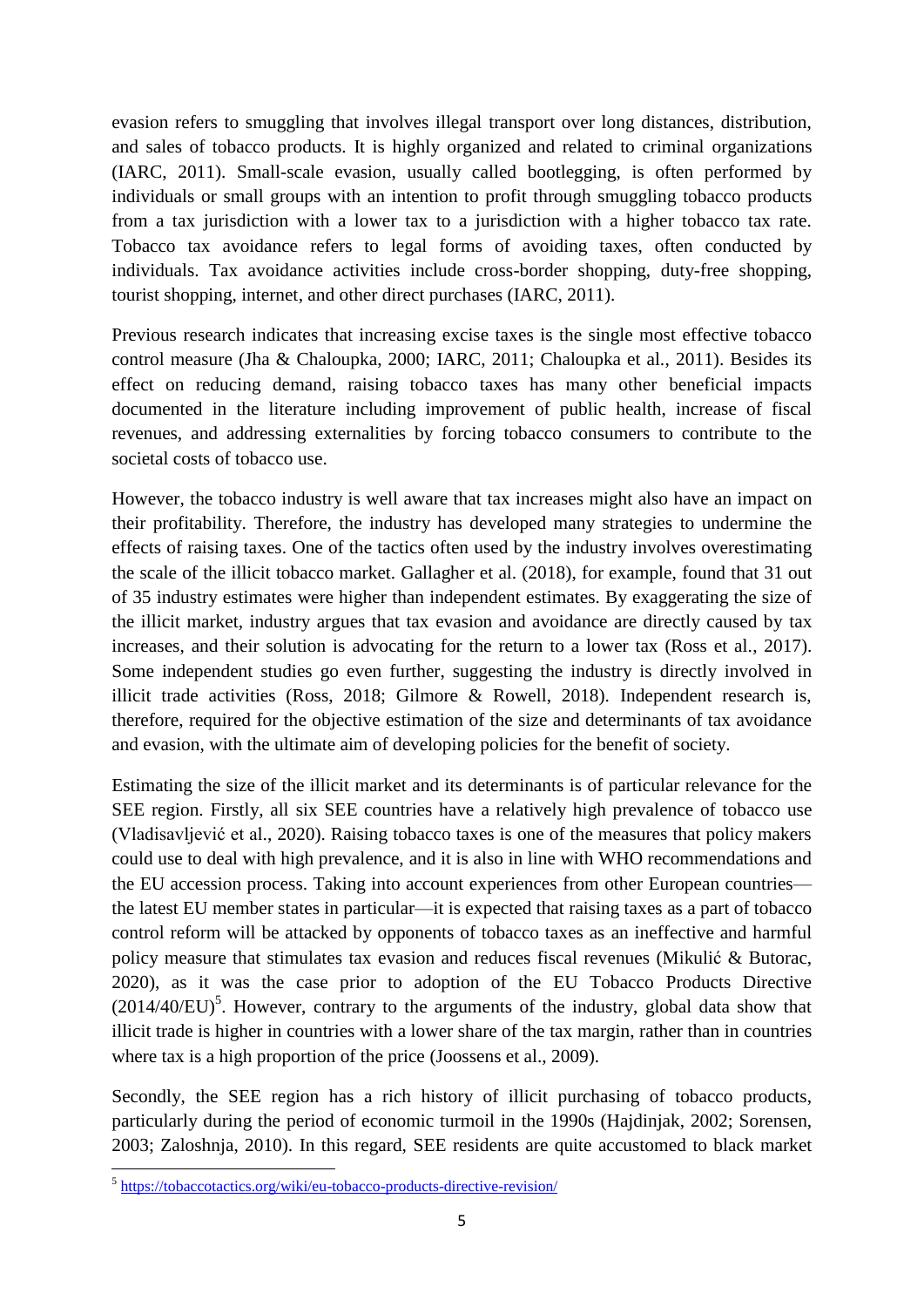evasion refers to smuggling that involves illegal transport over long distances, distribution, and sales of tobacco products. It is highly organized and related to criminal organizations (IARC, 2011). Small-scale evasion, usually called bootlegging, is often performed by individuals or small groups with an intention to profit through smuggling tobacco products from a tax jurisdiction with a lower tax to a jurisdiction with a higher tobacco tax rate. Tobacco tax avoidance refers to legal forms of avoiding taxes, often conducted by individuals. Tax avoidance activities include cross-border shopping, duty-free shopping, tourist shopping, internet, and other direct purchases (IARC, 2011).

Previous research indicates that increasing excise taxes is the single most effective tobacco control measure (Jha & Chaloupka, 2000; IARC, 2011; Chaloupka et al., 2011). Besides its effect on reducing demand, raising tobacco taxes has many other beneficial impacts documented in the literature including improvement of public health, increase of fiscal revenues, and addressing externalities by forcing tobacco consumers to contribute to the societal costs of tobacco use.

However, the tobacco industry is well aware that tax increases might also have an impact on their profitability. Therefore, the industry has developed many strategies to undermine the effects of raising taxes. One of the tactics often used by the industry involves overestimating the scale of the illicit tobacco market. Gallagher et al. (2018), for example, found that 31 out of 35 industry estimates were higher than independent estimates. By exaggerating the size of the illicit market, industry argues that tax evasion and avoidance are directly caused by tax increases, and their solution is advocating for the return to a lower tax (Ross et al., 2017). Some independent studies go even further, suggesting the industry is directly involved in illicit trade activities (Ross, 2018; Gilmore & Rowell, 2018). Independent research is, therefore, required for the objective estimation of the size and determinants of tax avoidance and evasion, with the ultimate aim of developing policies for the benefit of society.

Estimating the size of the illicit market and its determinants is of particular relevance for the SEE region. Firstly, all six SEE countries have a relatively high prevalence of tobacco use (Vladisavljević et al., 2020). Raising tobacco taxes is one of the measures that policy makers could use to deal with high prevalence, and it is also in line with WHO recommendations and the EU accession process. Taking into account experiences from other European countries—the latest EU member states in particular—it is expected that raising taxes as a part of tobacco control reform will be attacked by opponents of tobacco taxes as an ineffective and harmful policy measure that stimulates tax evasion and reduces fiscal revenues (Mikulić & Butorac, 2020), as it was the case prior to adoption of the EU Tobacco Products Directive (2014/40/EU)[5]. However, contrary to the arguments of the industry, global data show that illicit trade is higher in countries with a lower share of the tax margin, rather than in countries where tax is a high proportion of the price (Joossens et al., 2009).

Secondly, the SEE region has a rich history of illicit purchasing of tobacco products, particularly during the period of economic turmoil in the 1990s (Hajdinjak, 2002; Sorensen, 2003; Zaloshnja, 2010). In this regard, SEE residents are quite accustomed to black market

[5] https://tobaccotactics.org/wiki/eu-tobacco-products-directive-revision/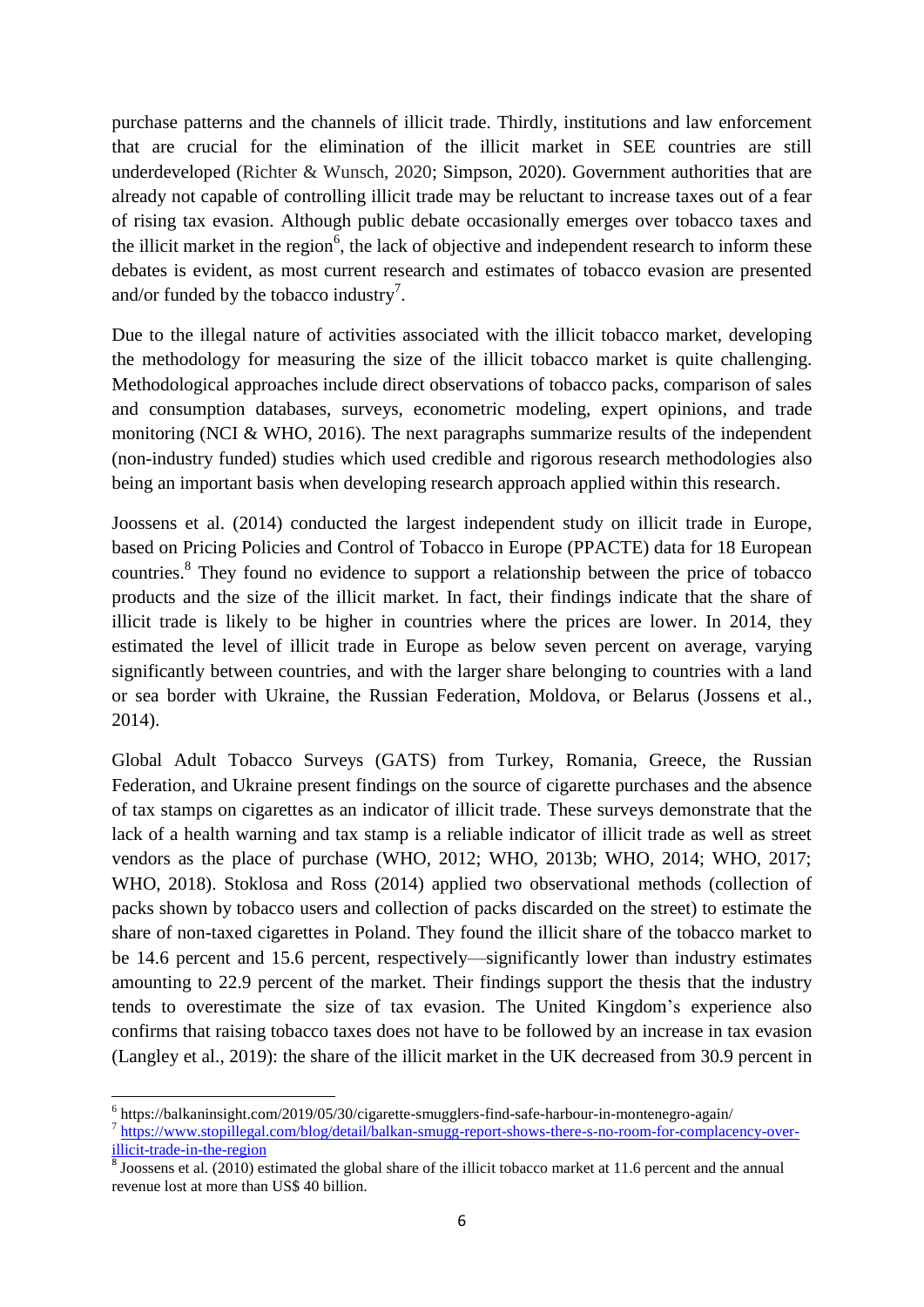purchase patterns and the channels of illicit trade. Thirdly, institutions and law enforcement that are crucial for the elimination of the illicit market in SEE countries are still underdeveloped (Richter & Wunsch, 2020; Simpson, 2020). Government authorities that are already not capable of controlling illicit trade may be reluctant to increase taxes out of a fear of rising tax evasion. Although public debate occasionally emerges over tobacco taxes and the illicit market in the region[6], the lack of objective and independent research to inform these debates is evident, as most current research and estimates of tobacco evasion are presented and/or funded by the tobacco industry[7].

Due to the illegal nature of activities associated with the illicit tobacco market, developing the methodology for measuring the size of the illicit tobacco market is quite challenging. Methodological approaches include direct observations of tobacco packs, comparison of sales and consumption databases, surveys, econometric modeling, expert opinions, and trade monitoring (NCI & WHO, 2016). The next paragraphs summarize results of the independent (non-industry funded) studies which used credible and rigorous research methodologies also being an important basis when developing research approach applied within this research.

Joossens et al. (2014) conducted the largest independent study on illicit trade in Europe, based on Pricing Policies and Control of Tobacco in Europe (PPACTE) data for 18 European countries.[8] They found no evidence to support a relationship between the price of tobacco products and the size of the illicit market. In fact, their findings indicate that the share of illicit trade is likely to be higher in countries where the prices are lower. In 2014, they estimated the level of illicit trade in Europe as below seven percent on average, varying significantly between countries, and with the larger share belonging to countries with a land or sea border with Ukraine, the Russian Federation, Moldova, or Belarus (Jossens et al., 2014).

Global Adult Tobacco Surveys (GATS) from Turkey, Romania, Greece, the Russian Federation, and Ukraine present findings on the source of cigarette purchases and the absence of tax stamps on cigarettes as an indicator of illicit trade. These surveys demonstrate that the lack of a health warning and tax stamp is a reliable indicator of illicit trade as well as street vendors as the place of purchase (WHO, 2012; WHO, 2013b; WHO, 2014; WHO, 2017; WHO, 2018). Stoklosa and Ross (2014) applied two observational methods (collection of packs shown by tobacco users and collection of packs discarded on the street) to estimate the share of non-taxed cigarettes in Poland. They found the illicit share of the tobacco market to be 14.6 percent and 15.6 percent, respectively—significantly lower than industry estimates amounting to 22.9 percent of the market. Their findings support the thesis that the industry tends to overestimate the size of tax evasion. The United Kingdom's experience also confirms that raising tobacco taxes does not have to be followed by an increase in tax evasion (Langley et al., 2019): the share of the illicit market in the UK decreased from 30.9 percent in

---

[6] https://balkaninsight.com/2019/05/30/cigarette-smugglers-find-safe-harbour-in-montenegro-again/

[7] https://www.stopillegal.com/blog/detail/balkan-smugg-report-shows-there-s-no-room-for-complacency-over-illicit-trade-in-the-region

[8] Joossens et al. (2010) estimated the global share of the illicit tobacco market at 11.6 percent and the annual revenue lost at more than US$ 40 billion.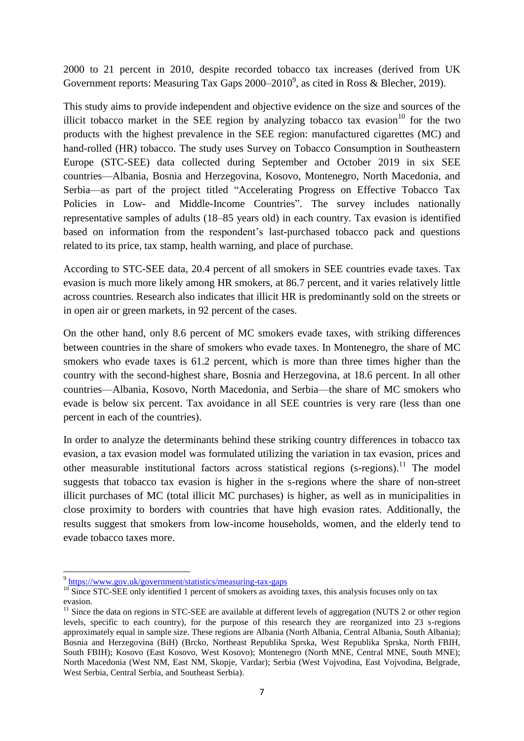2000 to 21 percent in 2010, despite recorded tobacco tax increases (derived from UK Government reports: Measuring Tax Gaps 2000–2010[9], as cited in Ross & Blecher, 2019).

This study aims to provide independent and objective evidence on the size and sources of the illicit tobacco market in the SEE region by analyzing tobacco tax evasion[10] for the two products with the highest prevalence in the SEE region: manufactured cigarettes (MC) and hand-rolled (HR) tobacco. The study uses Survey on Tobacco Consumption in Southeastern Europe (STC-SEE) data collected during September and October 2019 in six SEE countries—Albania, Bosnia and Herzegovina, Kosovo, Montenegro, North Macedonia, and Serbia—as part of the project titled "Accelerating Progress on Effective Tobacco Tax Policies in Low- and Middle-Income Countries". The survey includes nationally representative samples of adults (18–85 years old) in each country. Tax evasion is identified based on information from the respondent's last-purchased tobacco pack and questions related to its price, tax stamp, health warning, and place of purchase.

According to STC-SEE data, 20.4 percent of all smokers in SEE countries evade taxes. Tax evasion is much more likely among HR smokers, at 86.7 percent, and it varies relatively little across countries. Research also indicates that illicit HR is predominantly sold on the streets or in open air or green markets, in 92 percent of the cases.

On the other hand, only 8.6 percent of MC smokers evade taxes, with striking differences between countries in the share of smokers who evade taxes. In Montenegro, the share of MC smokers who evade taxes is 61.2 percent, which is more than three times higher than the country with the second-highest share, Bosnia and Herzegovina, at 18.6 percent. In all other countries—Albania, Kosovo, North Macedonia, and Serbia—the share of MC smokers who evade is below six percent. Tax avoidance in all SEE countries is very rare (less than one percent in each of the countries).

In order to analyze the determinants behind these striking country differences in tobacco tax evasion, a tax evasion model was formulated utilizing the variation in tax evasion, prices and other measurable institutional factors across statistical regions (s-regions).[11] The model suggests that tobacco tax evasion is higher in the s-regions where the share of non-street illicit purchases of MC (total illicit MC purchases) is higher, as well as in municipalities in close proximity to borders with countries that have high evasion rates. Additionally, the results suggest that smokers from low-income households, women, and the elderly tend to evade tobacco taxes more.

---

[9] https://www.gov.uk/government/statistics/measuring-tax-gaps

[10] Since STC-SEE only identified 1 percent of smokers as avoiding taxes, this analysis focuses only on tax evasion.

[11] Since the data on regions in STC-SEE are available at different levels of aggregation (NUTS 2 or other region levels, specific to each country), for the purpose of this research they are reorganized into 23 s-regions approximately equal in sample size. These regions are Albania (North Albania, Central Albania, South Albania); Bosnia and Herzegovina (BiH) (Brcko, Northeast Republika Srpska, West Republika Srpska, North FBIH, South FBIH); Kosovo (East Kosovo, West Kosovo); Montenegro (North MNE, Central MNE, South MNE); North Macedonia (West NM, East NM, Skopje, Vardar); Serbia (West Vojvodina, East Vojvodina, Belgrade, West Serbia, Central Serbia, and Southeast Serbia).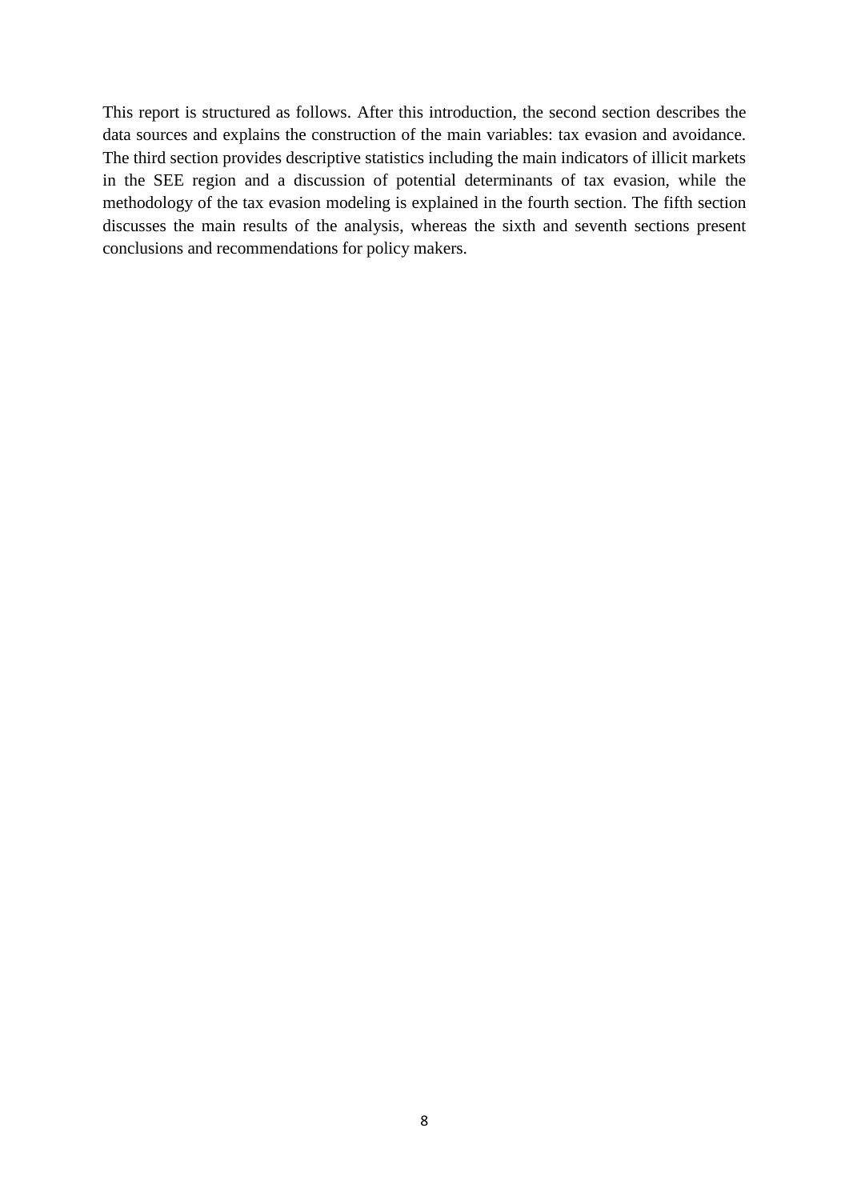This report is structured as follows. After this introduction, the second section describes the data sources and explains the construction of the main variables: tax evasion and avoidance. The third section provides descriptive statistics including the main indicators of illicit markets in the SEE region and a discussion of potential determinants of tax evasion, while the methodology of the tax evasion modeling is explained in the fourth section. The fifth section discusses the main results of the analysis, whereas the sixth and seventh sections present conclusions and recommendations for policy makers.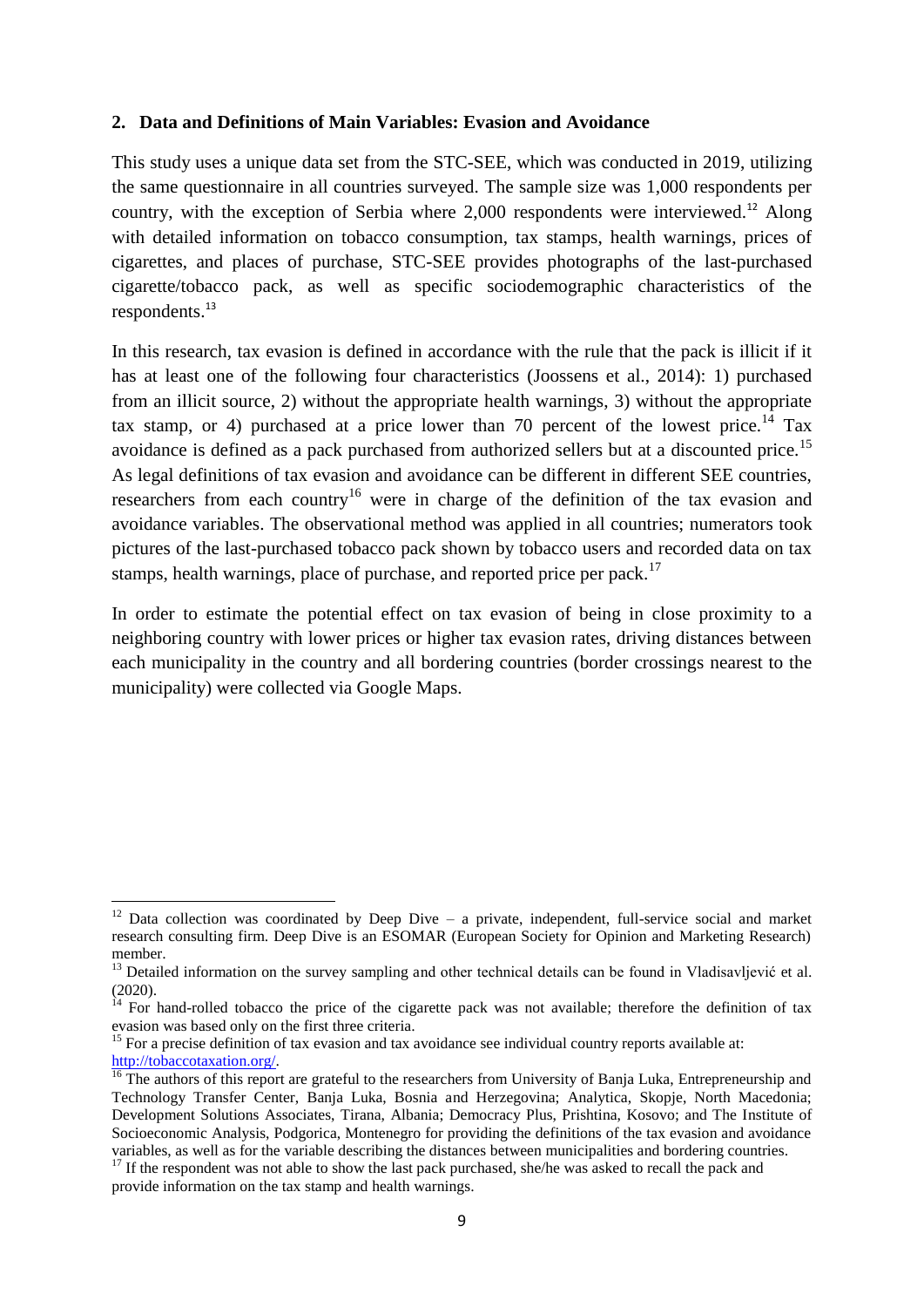## 2. Data and Definitions of Main Variables: Evasion and Avoidance

This study uses a unique data set from the STC-SEE, which was conducted in 2019, utilizing the same questionnaire in all countries surveyed. The sample size was 1,000 respondents per country, with the exception of Serbia where 2,000 respondents were interviewed.[12] Along with detailed information on tobacco consumption, tax stamps, health warnings, prices of cigarettes, and places of purchase, STC-SEE provides photographs of the last-purchased cigarette/tobacco pack, as well as specific sociodemographic characteristics of the respondents.[13]

In this research, tax evasion is defined in accordance with the rule that the pack is illicit if it has at least one of the following four characteristics (Joossens et al., 2014): 1) purchased from an illicit source, 2) without the appropriate health warnings, 3) without the appropriate tax stamp, or 4) purchased at a price lower than 70 percent of the lowest price.[14] Tax avoidance is defined as a pack purchased from authorized sellers but at a discounted price.[15] As legal definitions of tax evasion and avoidance can be different in different SEE countries, researchers from each country[16] were in charge of the definition of the tax evasion and avoidance variables. The observational method was applied in all countries; numerators took pictures of the last-purchased tobacco pack shown by tobacco users and recorded data on tax stamps, health warnings, place of purchase, and reported price per pack.[17]

In order to estimate the potential effect on tax evasion of being in close proximity to a neighboring country with lower prices or higher tax evasion rates, driving distances between each municipality in the country and all bordering countries (border crossings nearest to the municipality) were collected via Google Maps.

---

[12] Data collection was coordinated by Deep Dive – a private, independent, full-service social and market research consulting firm. Deep Dive is an ESOMAR (European Society for Opinion and Marketing Research) member.

[13] Detailed information on the survey sampling and other technical details can be found in Vladisavljević et al. (2020).

[14] For hand-rolled tobacco the price of the cigarette pack was not available; therefore the definition of tax evasion was based only on the first three criteria.

[15] For a precise definition of tax evasion and tax avoidance see individual country reports available at: http://tobaccotaxation.org/.

[16] The authors of this report are grateful to the researchers from University of Banja Luka, Entrepreneurship and Technology Transfer Center, Banja Luka, Bosnia and Herzegovina; Analytica, Skopje, North Macedonia; Development Solutions Associates, Tirana, Albania; Democracy Plus, Prishtina, Kosovo; and The Institute of Socioeconomic Analysis, Podgorica, Montenegro for providing the definitions of the tax evasion and avoidance variables, as well as for the variable describing the distances between municipalities and bordering countries.

[17] If the respondent was not able to show the last pack purchased, she/he was asked to recall the pack and provide information on the tax stamp and health warnings.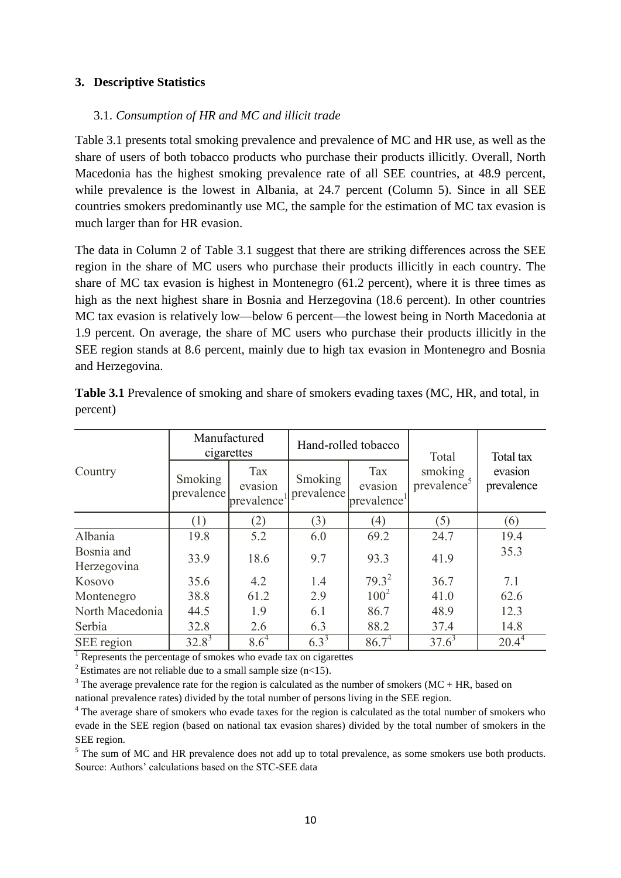## 3. Descriptive Statistics

### 3.1. *Consumption of HR and MC and illicit trade*

Table 3.1 presents total smoking prevalence and prevalence of MC and HR use, as well as the share of users of both tobacco products who purchase their products illicitly. Overall, North Macedonia has the highest smoking prevalence rate of all SEE countries, at 48.9 percent, while prevalence is the lowest in Albania, at 24.7 percent (Column 5). Since in all SEE countries smokers predominantly use MC, the sample for the estimation of MC tax evasion is much larger than for HR evasion.

The data in Column 2 of Table 3.1 suggest that there are striking differences across the SEE region in the share of MC users who purchase their products illicitly in each country. The share of MC tax evasion is highest in Montenegro (61.2 percent), where it is three times as high as the next highest share in Bosnia and Herzegovina (18.6 percent). In other countries MC tax evasion is relatively low—below 6 percent—the lowest being in North Macedonia at 1.9 percent. On average, the share of MC users who purchase their products illicitly in the SEE region stands at 8.6 percent, mainly due to high tax evasion in Montenegro and Bosnia and Herzegovina.

**Table 3.1** Prevalence of smoking and share of smokers evading taxes (MC, HR, and total, in percent)

| Country | Manufactured cigarettes | | Hand-rolled tobacco | | Total smoking prevalence[5] | Total tax evasion prevalence |
|---|---|---|---|---|---|---|
| | Smoking prevalence | Tax evasion prevalence[1] | Smoking prevalence | Tax evasion prevalence[1] | | |
| | (1) | (2) | (3) | (4) | (5) | (6) |
| Albania | 19.8 | 5.2 | 6.0 | 69.2 | 24.7 | 19.4 |
| Bosnia and Herzegovina | 33.9 | 18.6 | 9.7 | 93.3 | 41.9 | 35.3 |
| Kosovo | 35.6 | 4.2 | 1.4 | 79.3[2] | 36.7 | 7.1 |
| Montenegro | 38.8 | 61.2 | 2.9 | 100[2] | 41.0 | 62.6 |
| North Macedonia | 44.5 | 1.9 | 6.1 | 86.7 | 48.9 | 12.3 |
| Serbia | 32.8 | 2.6 | 6.3 | 88.2 | 37.4 | 14.8 |
| SEE region | 32.8[3] | 8.6[4] | 6.3[3] | 86.7[4] | 37.6[3] | 20.4[4] |

[1] Represents the percentage of smokes who evade tax on cigarettes

[2] Estimates are not reliable due to a small sample size (n<15).

[3] The average prevalence rate for the region is calculated as the number of smokers (MC + HR, based on national prevalence rates) divided by the total number of persons living in the SEE region.

[4] The average share of smokers who evade taxes for the region is calculated as the total number of smokers who evade in the SEE region (based on national tax evasion shares) divided by the total number of smokers in the SEE region.

[5] The sum of MC and HR prevalence does not add up to total prevalence, as some smokers use both products.

Source: Authors' calculations based on the STC-SEE data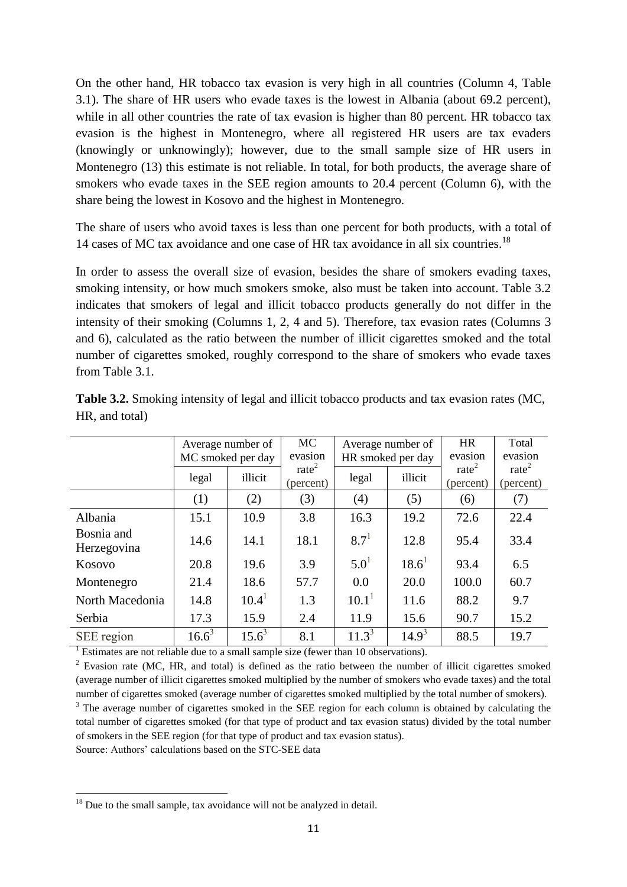On the other hand, HR tobacco tax evasion is very high in all countries (Column 4, Table 3.1). The share of HR users who evade taxes is the lowest in Albania (about 69.2 percent), while in all other countries the rate of tax evasion is higher than 80 percent. HR tobacco tax evasion is the highest in Montenegro, where all registered HR users are tax evaders (knowingly or unknowingly); however, due to the small sample size of HR users in Montenegro (13) this estimate is not reliable. In total, for both products, the average share of smokers who evade taxes in the SEE region amounts to 20.4 percent (Column 6), with the share being the lowest in Kosovo and the highest in Montenegro.

The share of users who avoid taxes is less than one percent for both products, with a total of 14 cases of MC tax avoidance and one case of HR tax avoidance in all six countries.[18]

In order to assess the overall size of evasion, besides the share of smokers evading taxes, smoking intensity, or how much smokers smoke, also must be taken into account. Table 3.2 indicates that smokers of legal and illicit tobacco products generally do not differ in the intensity of their smoking (Columns 1, 2, 4 and 5). Therefore, tax evasion rates (Columns 3 and 6), calculated as the ratio between the number of illicit cigarettes smoked and the total number of cigarettes smoked, roughly correspond to the share of smokers who evade taxes from Table 3.1.

**Table 3.2.** Smoking intensity of legal and illicit tobacco products and tax evasion rates (MC, HR, and total)

| | Average number of MC smoked per day | | MC evasion rate[2] (percent) | Average number of HR smoked per day | | HR evasion rate[2] (percent) | Total evasion rate[2] (percent) |
|---|---|---|---|---|---|---|---|
| | legal | illicit | | legal | illicit | | |
| | (1) | (2) | (3) | (4) | (5) | (6) | (7) |
| Albania | 15.1 | 10.9 | 3.8 | 16.3 | 19.2 | 72.6 | 22.4 |
| Bosnia and Herzegovina | 14.6 | 14.1 | 18.1 | 8.7[1] | 12.8 | 95.4 | 33.4 |
| Kosovo | 20.8 | 19.6 | 3.9 | 5.0[1] | 18.6[1] | 93.4 | 6.5 |
| Montenegro | 21.4 | 18.6 | 57.7 | 0.0 | 20.0 | 100.0 | 60.7 |
| North Macedonia | 14.8 | 10.4[1] | 1.3 | 10.1[1] | 11.6 | 88.2 | 9.7 |
| Serbia | 17.3 | 15.9 | 2.4 | 11.9 | 15.6 | 90.7 | 15.2 |
| SEE region | 16.6[3] | 15.6[3] | 8.1 | 11.3[3] | 14.9[3] | 88.5 | 19.7 |

[1] Estimates are not reliable due to a small sample size (fewer than 10 observations).

[2] Evasion rate (MC, HR, and total) is defined as the ratio between the number of illicit cigarettes smoked (average number of illicit cigarettes smoked multiplied by the number of smokers who evade taxes) and the total number of cigarettes smoked (average number of cigarettes smoked multiplied by the total number of smokers).

[3] The average number of cigarettes smoked in the SEE region for each column is obtained by calculating the total number of cigarettes smoked (for that type of product and tax evasion status) divided by the total number of smokers in the SEE region (for that type of product and tax evasion status).

Source: Authors' calculations based on the STC-SEE data

[18] Due to the small sample, tax avoidance will not be analyzed in detail.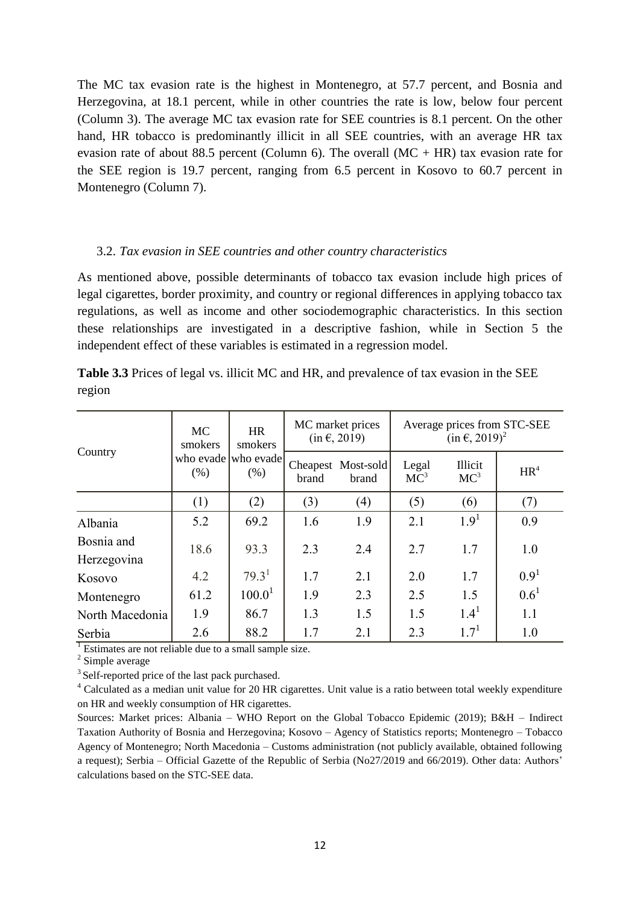The MC tax evasion rate is the highest in Montenegro, at 57.7 percent, and Bosnia and Herzegovina, at 18.1 percent, while in other countries the rate is low, below four percent (Column 3). The average MC tax evasion rate for SEE countries is 8.1 percent. On the other hand, HR tobacco is predominantly illicit in all SEE countries, with an average HR tax evasion rate of about 88.5 percent (Column 6). The overall (MC + HR) tax evasion rate for the SEE region is 19.7 percent, ranging from 6.5 percent in Kosovo to 60.7 percent in Montenegro (Column 7).

### 3.2. *Tax evasion in SEE countries and other country characteristics*

As mentioned above, possible determinants of tobacco tax evasion include high prices of legal cigarettes, border proximity, and country or regional differences in applying tobacco tax regulations, as well as income and other sociodemographic characteristics. In this section these relationships are investigated in a descriptive fashion, while in Section 5 the independent effect of these variables is estimated in a regression model.

**Table 3.3** Prices of legal vs. illicit MC and HR, and prevalence of tax evasion in the SEE region

| Country | MC smokers who evade (%) | HR smokers who evade (%) | MC market prices (in €, 2019) | | Average prices from STC-SEE (in €, 2019)[2] | | |
|---|---|---|---|---|---|---|---|
| | | | Cheapest brand | Most-sold brand | Legal MC[3] | Illicit MC[3] | HR[4] |
| | (1) | (2) | (3) | (4) | (5) | (6) | (7) |
| Albania | 5.2 | 69.2 | 1.6 | 1.9 | 2.1 | 1.9[1] | 0.9 |
| Bosnia and Herzegovina | 18.6 | 93.3 | 2.3 | 2.4 | 2.7 | 1.7 | 1.0 |
| Kosovo | 4.2 | 79.3[1] | 1.7 | 2.1 | 2.0 | 1.7 | 0.9[1] |
| Montenegro | 61.2 | 100.0[1] | 1.9 | 2.3 | 2.5 | 1.5 | 0.6[1] |
| North Macedonia | 1.9 | 86.7 | 1.3 | 1.5 | 1.5 | 1.4[1] | 1.1 |
| Serbia | 2.6 | 88.2 | 1.7 | 2.1 | 2.3 | 1.7[1] | 1.0 |

[1] Estimates are not reliable due to a small sample size.

[2] Simple average

[3] Self-reported price of the last pack purchased.

[4] Calculated as a median unit value for 20 HR cigarettes. Unit value is a ratio between total weekly expenditure on HR and weekly consumption of HR cigarettes.

Sources: Market prices: Albania – WHO Report on the Global Tobacco Epidemic (2019); B&H – Indirect Taxation Authority of Bosnia and Herzegovina; Kosovo – Agency of Statistics reports; Montenegro – Tobacco Agency of Montenegro; North Macedonia – Customs administration (not publicly available, obtained following a request); Serbia – Official Gazette of the Republic of Serbia (No27/2019 and 66/2019). Other data: Authors' calculations based on the STC-SEE data.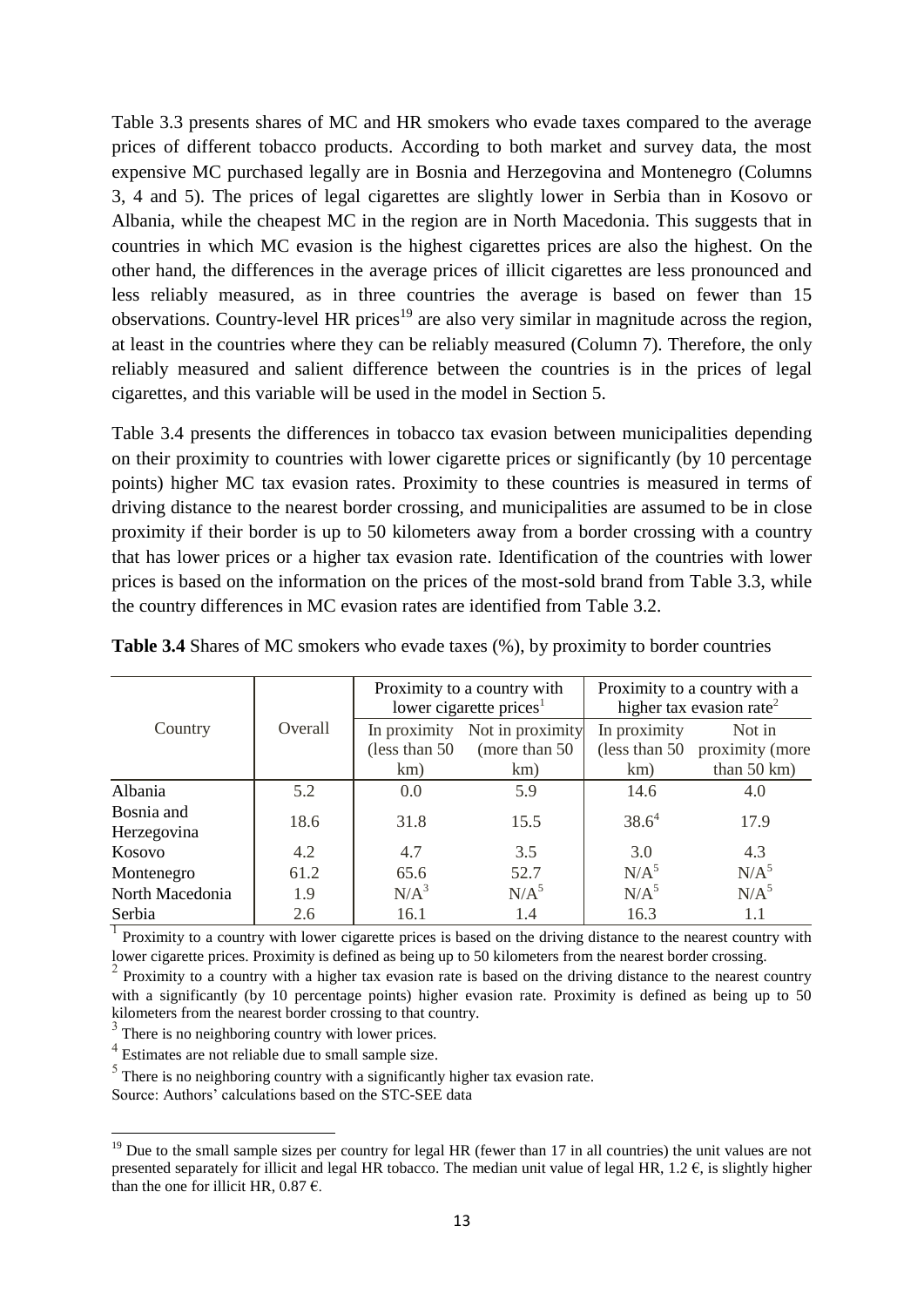Table 3.3 presents shares of MC and HR smokers who evade taxes compared to the average prices of different tobacco products. According to both market and survey data, the most expensive MC purchased legally are in Bosnia and Herzegovina and Montenegro (Columns 3, 4 and 5). The prices of legal cigarettes are slightly lower in Serbia than in Kosovo or Albania, while the cheapest MC in the region are in North Macedonia. This suggests that in countries in which MC evasion is the highest cigarettes prices are also the highest. On the other hand, the differences in the average prices of illicit cigarettes are less pronounced and less reliably measured, as in three countries the average is based on fewer than 15 observations. Country-level HR prices[19] are also very similar in magnitude across the region, at least in the countries where they can be reliably measured (Column 7). Therefore, the only reliably measured and salient difference between the countries is in the prices of legal cigarettes, and this variable will be used in the model in Section 5.

Table 3.4 presents the differences in tobacco tax evasion between municipalities depending on their proximity to countries with lower cigarette prices or significantly (by 10 percentage points) higher MC tax evasion rates. Proximity to these countries is measured in terms of driving distance to the nearest border crossing, and municipalities are assumed to be in close proximity if their border is up to 50 kilometers away from a border crossing with a country that has lower prices or a higher tax evasion rate. Identification of the countries with lower prices is based on the information on the prices of the most-sold brand from Table 3.3, while the country differences in MC evasion rates are identified from Table 3.2.

**Table 3.4** Shares of MC smokers who evade taxes (%), by proximity to border countries

| Country | Overall | Proximity to a country with lower cigarette prices[1] | | Proximity to a country with a higher tax evasion rate[2] | |
|---|---|---|---|---|---|
| | | In proximity (less than 50 km) | Not in proximity (more than 50 km) | In proximity (less than 50 km) | Not in proximity (more than 50 km) |
| Albania | 5.2 | 0.0 | 5.9 | 14.6 | 4.0 |
| Bosnia and Herzegovina | 18.6 | 31.8 | 15.5 | 38.6[4] | 17.9 |
| Kosovo | 4.2 | 4.7 | 3.5 | 3.0 | 4.3 |
| Montenegro | 61.2 | 65.6 | 52.7 | N/A[5] | N/A[5] |
| North Macedonia | 1.9 | N/A[3] | N/A[5] | N/A[5] | N/A[5] |
| Serbia | 2.6 | 16.1 | 1.4 | 16.3 | 1.1 |

[1] Proximity to a country with lower cigarette prices is based on the driving distance to the nearest country with lower cigarette prices. Proximity is defined as being up to 50 kilometers from the nearest border crossing.
[2] Proximity to a country with a higher tax evasion rate is based on the driving distance to the nearest country with a significantly (by 10 percentage points) higher evasion rate. Proximity is defined as being up to 50 kilometers from the nearest border crossing to that country.
[3] There is no neighboring country with lower prices.
[4] Estimates are not reliable due to small sample size.
[5] There is no neighboring country with a significantly higher tax evasion rate.
Source: Authors' calculations based on the STC-SEE data

[19] Due to the small sample sizes per country for legal HR (fewer than 17 in all countries) the unit values are not presented separately for illicit and legal HR tobacco. The median unit value of legal HR, 1.2 €, is slightly higher than the one for illicit HR, 0.87 €.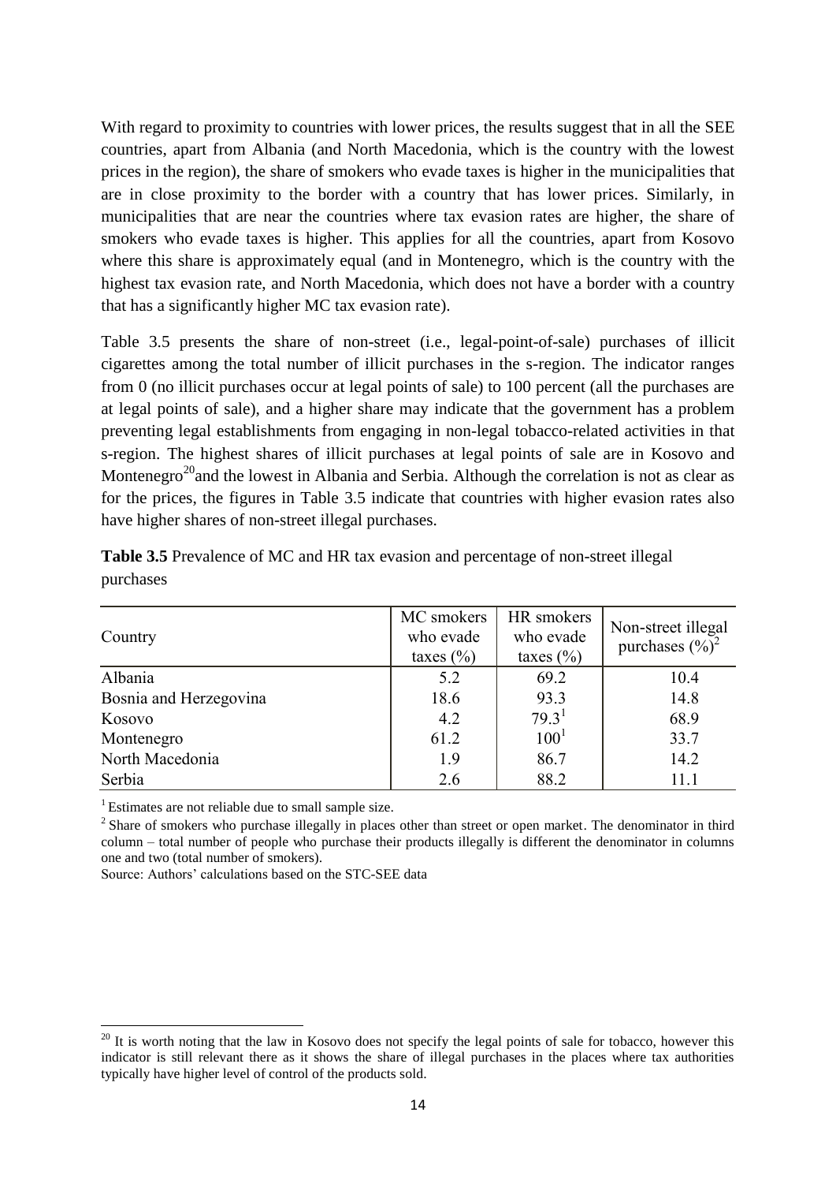With regard to proximity to countries with lower prices, the results suggest that in all the SEE countries, apart from Albania (and North Macedonia, which is the country with the lowest prices in the region), the share of smokers who evade taxes is higher in the municipalities that are in close proximity to the border with a country that has lower prices. Similarly, in municipalities that are near the countries where tax evasion rates are higher, the share of smokers who evade taxes is higher. This applies for all the countries, apart from Kosovo where this share is approximately equal (and in Montenegro, which is the country with the highest tax evasion rate, and North Macedonia, which does not have a border with a country that has a significantly higher MC tax evasion rate).

Table 3.5 presents the share of non-street (i.e., legal-point-of-sale) purchases of illicit cigarettes among the total number of illicit purchases in the s-region. The indicator ranges from 0 (no illicit purchases occur at legal points of sale) to 100 percent (all the purchases are at legal points of sale), and a higher share may indicate that the government has a problem preventing legal establishments from engaging in non-legal tobacco-related activities in that s-region. The highest shares of illicit purchases at legal points of sale are in Kosovo and Montenegro[20] and the lowest in Albania and Serbia. Although the correlation is not as clear as for the prices, the figures in Table 3.5 indicate that countries with higher evasion rates also have higher shares of non-street illegal purchases.

**Table 3.5** Prevalence of MC and HR tax evasion and percentage of non-street illegal purchases

| Country | MC smokers who evade taxes (%) | HR smokers who evade taxes (%) | Non-street illegal purchases (%)[2] |
|---|---|---|---|
| Albania | 5.2 | 69.2 | 10.4 |
| Bosnia and Herzegovina | 18.6 | 93.3 | 14.8 |
| Kosovo | 4.2 | 79.3[1] | 68.9 |
| Montenegro | 61.2 | 100[1] | 33.7 |
| North Macedonia | 1.9 | 86.7 | 14.2 |
| Serbia | 2.6 | 88.2 | 11.1 |

[1] Estimates are not reliable due to small sample size.

[2] Share of smokers who purchase illegally in places other than street or open market. The denominator in third column – total number of people who purchase their products illegally is different the denominator in columns one and two (total number of smokers).

Source: Authors' calculations based on the STC-SEE data

[20] It is worth noting that the law in Kosovo does not specify the legal points of sale for tobacco, however this indicator is still relevant there as it shows the share of illegal purchases in the places where tax authorities typically have higher level of control of the products sold.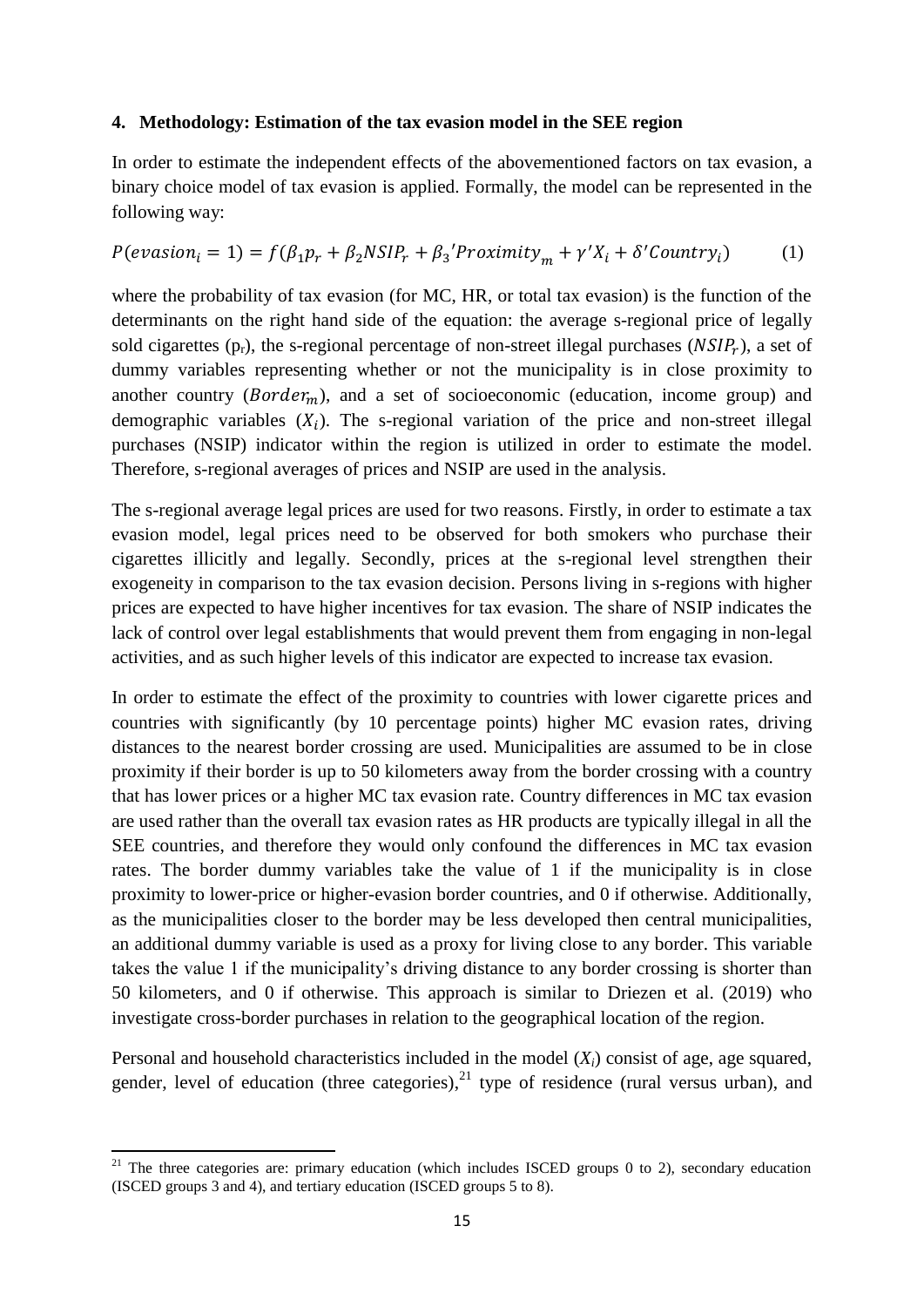### 4. Methodology: Estimation of the tax evasion model in the SEE region

In order to estimate the independent effects of the abovementioned factors on tax evasion, a binary choice model of tax evasion is applied. Formally, the model can be represented in the following way:

$$P(evasion_i = 1) = f(\beta_1 p_r + \beta_2 NSIP_r + \beta_3{}'Proximity_m + \gamma' X_i + \delta' Country_i) \qquad (1)$$

where the probability of tax evasion (for MC, HR, or total tax evasion) is the function of the determinants on the right hand side of the equation: the average s-regional price of legally sold cigarettes ($p_r$), the s-regional percentage of non-street illegal purchases ($NSIP_r$), a set of dummy variables representing whether or not the municipality is in close proximity to another country ($Border_m$), and a set of socioeconomic (education, income group) and demographic variables ($X_i$). The s-regional variation of the price and non-street illegal purchases (NSIP) indicator within the region is utilized in order to estimate the model. Therefore, s-regional averages of prices and NSIP are used in the analysis.

The s-regional average legal prices are used for two reasons. Firstly, in order to estimate a tax evasion model, legal prices need to be observed for both smokers who purchase their cigarettes illicitly and legally. Secondly, prices at the s-regional level strengthen their exogeneity in comparison to the tax evasion decision. Persons living in s-regions with higher prices are expected to have higher incentives for tax evasion. The share of NSIP indicates the lack of control over legal establishments that would prevent them from engaging in non-legal activities, and as such higher levels of this indicator are expected to increase tax evasion.

In order to estimate the effect of the proximity to countries with lower cigarette prices and countries with significantly (by 10 percentage points) higher MC evasion rates, driving distances to the nearest border crossing are used. Municipalities are assumed to be in close proximity if their border is up to 50 kilometers away from the border crossing with a country that has lower prices or a higher MC tax evasion rate. Country differences in MC tax evasion are used rather than the overall tax evasion rates as HR products are typically illegal in all the SEE countries, and therefore they would only confound the differences in MC tax evasion rates. The border dummy variables take the value of 1 if the municipality is in close proximity to lower-price or higher-evasion border countries, and 0 if otherwise. Additionally, as the municipalities closer to the border may be less developed then central municipalities, an additional dummy variable is used as a proxy for living close to any border. This variable takes the value 1 if the municipality's driving distance to any border crossing is shorter than 50 kilometers, and 0 if otherwise. This approach is similar to Driezen et al. (2019) who investigate cross-border purchases in relation to the geographical location of the region.

Personal and household characteristics included in the model ($X_i$) consist of age, age squared, gender, level of education (three categories),[21] type of residence (rural versus urban), and

[21] The three categories are: primary education (which includes ISCED groups 0 to 2), secondary education (ISCED groups 3 and 4), and tertiary education (ISCED groups 5 to 8).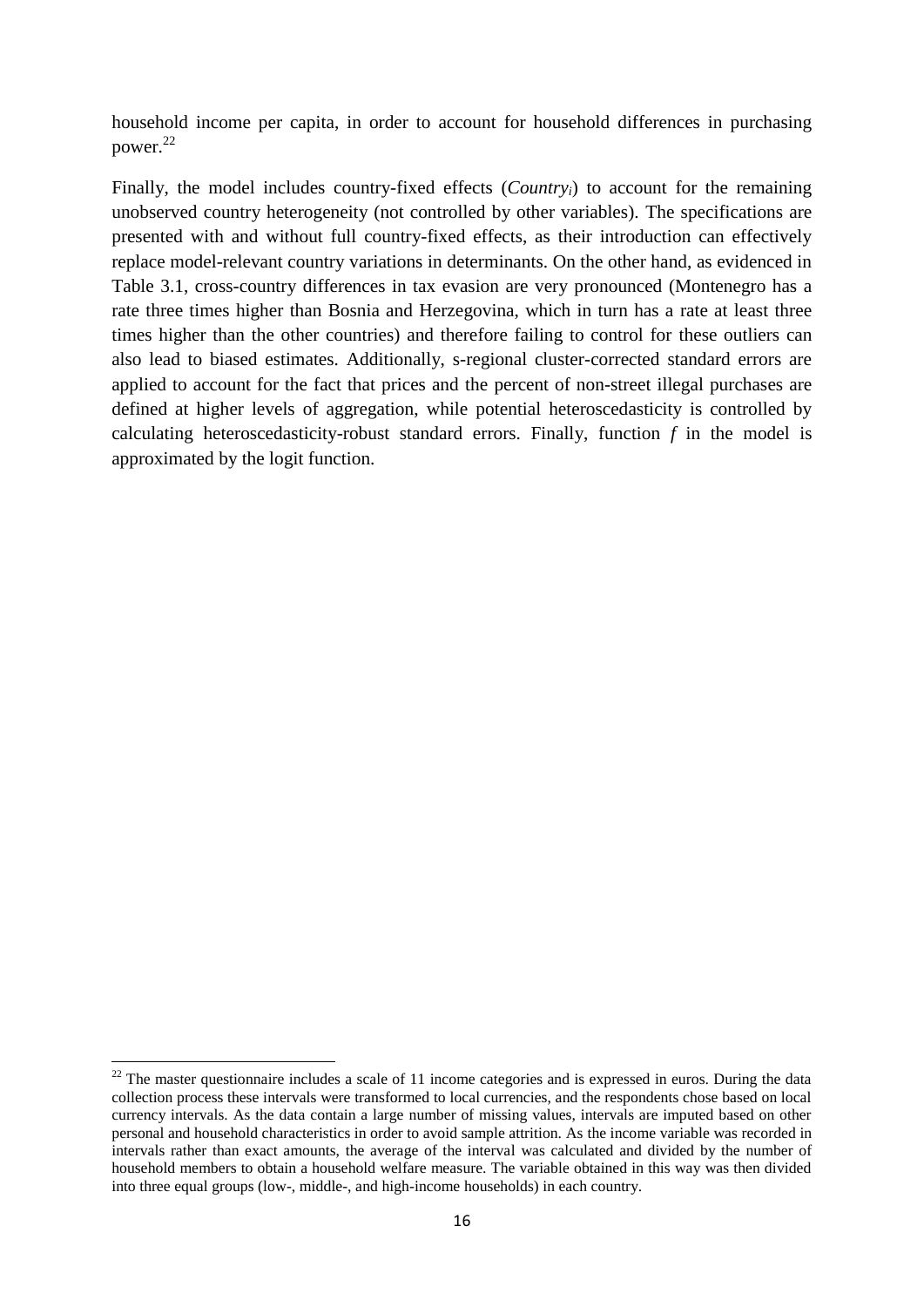household income per capita, in order to account for household differences in purchasing power.[22]

Finally, the model includes country-fixed effects ($Country_i$) to account for the remaining unobserved country heterogeneity (not controlled by other variables). The specifications are presented with and without full country-fixed effects, as their introduction can effectively replace model-relevant country variations in determinants. On the other hand, as evidenced in Table 3.1, cross-country differences in tax evasion are very pronounced (Montenegro has a rate three times higher than Bosnia and Herzegovina, which in turn has a rate at least three times higher than the other countries) and therefore failing to control for these outliers can also lead to biased estimates. Additionally, s-regional cluster-corrected standard errors are applied to account for the fact that prices and the percent of non-street illegal purchases are defined at higher levels of aggregation, while potential heteroscedasticity is controlled by calculating heteroscedasticity-robust standard errors. Finally, function $f$ in the model is approximated by the logit function.

[22] The master questionnaire includes a scale of 11 income categories and is expressed in euros. During the data collection process these intervals were transformed to local currencies, and the respondents chose based on local currency intervals. As the data contain a large number of missing values, intervals are imputed based on other personal and household characteristics in order to avoid sample attrition. As the income variable was recorded in intervals rather than exact amounts, the average of the interval was calculated and divided by the number of household members to obtain a household welfare measure. The variable obtained in this way was then divided into three equal groups (low-, middle-, and high-income households) in each country.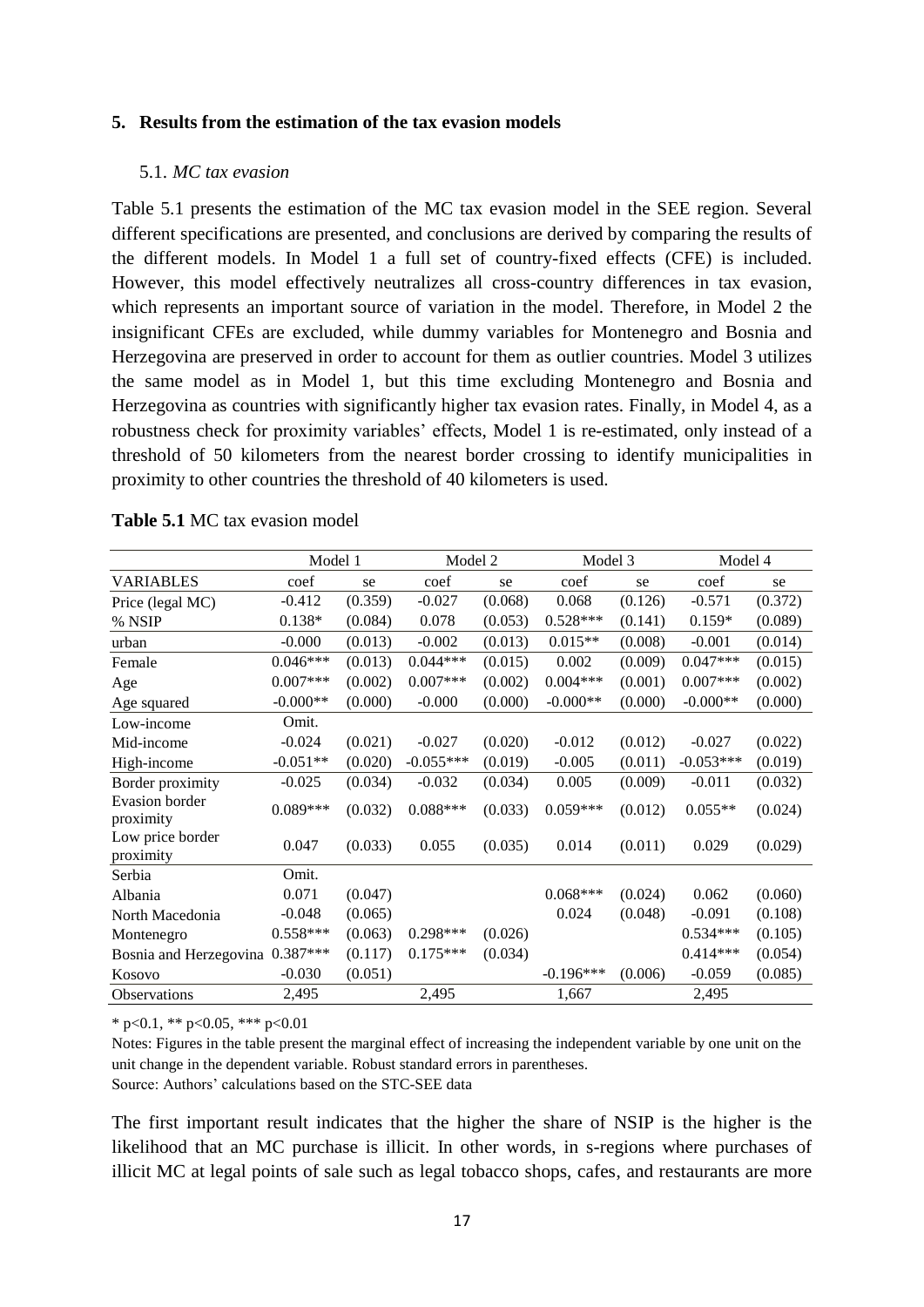## 5. Results from the estimation of the tax evasion models

### 5.1. *MC tax evasion*

Table 5.1 presents the estimation of the MC tax evasion model in the SEE region. Several different specifications are presented, and conclusions are derived by comparing the results of the different models. In Model 1 a full set of country-fixed effects (CFE) is included. However, this model effectively neutralizes all cross-country differences in tax evasion, which represents an important source of variation in the model. Therefore, in Model 2 the insignificant CFEs are excluded, while dummy variables for Montenegro and Bosnia and Herzegovina are preserved in order to account for them as outlier countries. Model 3 utilizes the same model as in Model 1, but this time excluding Montenegro and Bosnia and Herzegovina as countries with significantly higher tax evasion rates. Finally, in Model 4, as a robustness check for proximity variables' effects, Model 1 is re-estimated, only instead of a threshold of 50 kilometers from the nearest border crossing to identify municipalities in proximity to other countries the threshold of 40 kilometers is used.

**Table 5.1** MC tax evasion model

| | Model 1 | | Model 2 | | Model 3 | | Model 4 | |
|---|---|---|---|---|---|---|---|---|
| VARIABLES | coef | se | coef | se | coef | se | coef | se |
| Price (legal MC) | -0.412 | (0.359) | -0.027 | (0.068) | 0.068 | (0.126) | -0.571 | (0.372) |
| % NSIP | 0.138* | (0.084) | 0.078 | (0.053) | 0.528*** | (0.141) | 0.159* | (0.089) |
| urban | -0.000 | (0.013) | -0.002 | (0.013) | 0.015** | (0.008) | -0.001 | (0.014) |
| Female | 0.046*** | (0.013) | 0.044*** | (0.015) | 0.002 | (0.009) | 0.047*** | (0.015) |
| Age | 0.007*** | (0.002) | 0.007*** | (0.002) | 0.004*** | (0.001) | 0.007*** | (0.002) |
| Age squared | -0.000** | (0.000) | -0.000 | (0.000) | -0.000** | (0.000) | -0.000** | (0.000) |
| Low-income | Omit. | | | | | | | |
| Mid-income | -0.024 | (0.021) | -0.027 | (0.020) | -0.012 | (0.012) | -0.027 | (0.022) |
| High-income | -0.051** | (0.020) | -0.055*** | (0.019) | -0.005 | (0.011) | -0.053*** | (0.019) |
| Border proximity | -0.025 | (0.034) | -0.032 | (0.034) | 0.005 | (0.009) | -0.011 | (0.032) |
| Evasion border proximity | 0.089*** | (0.032) | 0.088*** | (0.033) | 0.059*** | (0.012) | 0.055** | (0.024) |
| Low price border proximity | 0.047 | (0.033) | 0.055 | (0.035) | 0.014 | (0.011) | 0.029 | (0.029) |
| Serbia | Omit. | | | | | | | |
| Albania | 0.071 | (0.047) | | | 0.068*** | (0.024) | 0.062 | (0.060) |
| North Macedonia | -0.048 | (0.065) | | | 0.024 | (0.048) | -0.091 | (0.108) |
| Montenegro | 0.558*** | (0.063) | 0.298*** | (0.026) | | | 0.534*** | (0.105) |
| Bosnia and Herzegovina | 0.387*** | (0.117) | 0.175*** | (0.034) | | | 0.414*** | (0.054) |
| Kosovo | -0.030 | (0.051) | | | -0.196*** | (0.006) | -0.059 | (0.085) |
| Observations | 2,495 | | 2,495 | | 1,667 | | 2,495 | |

* $p<0.1$, ** $p<0.05$, *** $p<0.01$

Notes: Figures in the table present the marginal effect of increasing the independent variable by one unit on the unit change in the dependent variable. Robust standard errors in parentheses.

Source: Authors' calculations based on the STC-SEE data

The first important result indicates that the higher the share of NSIP is the higher is the likelihood that an MC purchase is illicit. In other words, in s-regions where purchases of illicit MC at legal points of sale such as legal tobacco shops, cafes, and restaurants are more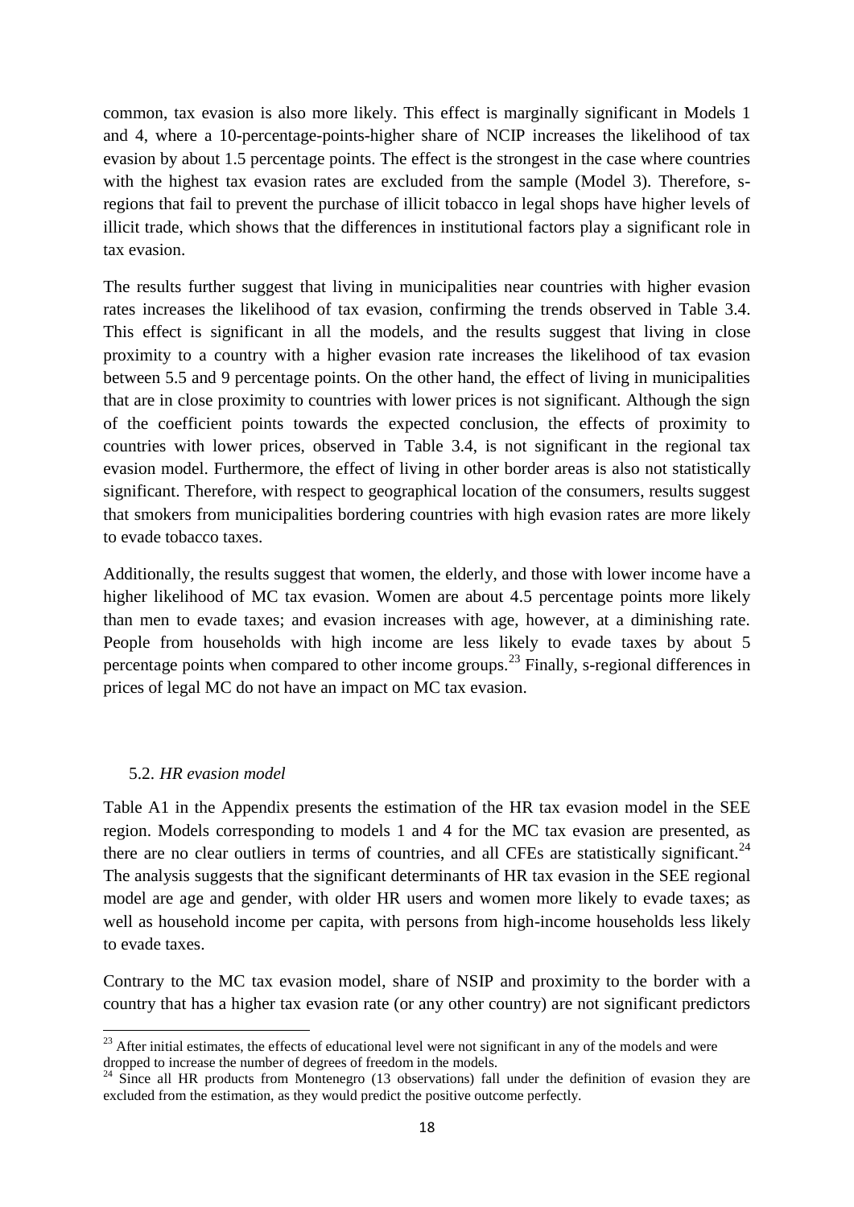common, tax evasion is also more likely. This effect is marginally significant in Models 1 and 4, where a 10-percentage-points-higher share of NCIP increases the likelihood of tax evasion by about 1.5 percentage points. The effect is the strongest in the case where countries with the highest tax evasion rates are excluded from the sample (Model 3). Therefore, s-regions that fail to prevent the purchase of illicit tobacco in legal shops have higher levels of illicit trade, which shows that the differences in institutional factors play a significant role in tax evasion.

The results further suggest that living in municipalities near countries with higher evasion rates increases the likelihood of tax evasion, confirming the trends observed in Table 3.4. This effect is significant in all the models, and the results suggest that living in close proximity to a country with a higher evasion rate increases the likelihood of tax evasion between 5.5 and 9 percentage points. On the other hand, the effect of living in municipalities that are in close proximity to countries with lower prices is not significant. Although the sign of the coefficient points towards the expected conclusion, the effects of proximity to countries with lower prices, observed in Table 3.4, is not significant in the regional tax evasion model. Furthermore, the effect of living in other border areas is also not statistically significant. Therefore, with respect to geographical location of the consumers, results suggest that smokers from municipalities bordering countries with high evasion rates are more likely to evade tobacco taxes.

Additionally, the results suggest that women, the elderly, and those with lower income have a higher likelihood of MC tax evasion. Women are about 4.5 percentage points more likely than men to evade taxes; and evasion increases with age, however, at a diminishing rate. People from households with high income are less likely to evade taxes by about 5 percentage points when compared to other income groups.[23] Finally, s-regional differences in prices of legal MC do not have an impact on MC tax evasion.

### 5.2. *HR evasion model*

Table A1 in the Appendix presents the estimation of the HR tax evasion model in the SEE region. Models corresponding to models 1 and 4 for the MC tax evasion are presented, as there are no clear outliers in terms of countries, and all CFEs are statistically significant.[24] The analysis suggests that the significant determinants of HR tax evasion in the SEE regional model are age and gender, with older HR users and women more likely to evade taxes; as well as household income per capita, with persons from high-income households less likely to evade taxes.

Contrary to the MC tax evasion model, share of NSIP and proximity to the border with a country that has a higher tax evasion rate (or any other country) are not significant predictors

[23] After initial estimates, the effects of educational level were not significant in any of the models and were dropped to increase the number of degrees of freedom in the models.

[24] Since all HR products from Montenegro (13 observations) fall under the definition of evasion they are excluded from the estimation, as they would predict the positive outcome perfectly.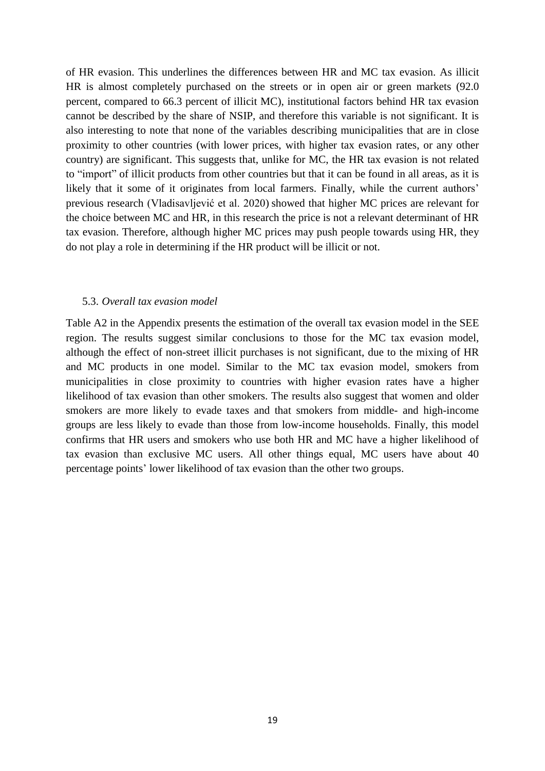of HR evasion. This underlines the differences between HR and MC tax evasion. As illicit HR is almost completely purchased on the streets or in open air or green markets (92.0 percent, compared to 66.3 percent of illicit MC), institutional factors behind HR tax evasion cannot be described by the share of NSIP, and therefore this variable is not significant. It is also interesting to note that none of the variables describing municipalities that are in close proximity to other countries (with lower prices, with higher tax evasion rates, or any other country) are significant. This suggests that, unlike for MC, the HR tax evasion is not related to "import" of illicit products from other countries but that it can be found in all areas, as it is likely that it some of it originates from local farmers. Finally, while the current authors' previous research (Vladisavljević et al. 2020) showed that higher MC prices are relevant for the choice between MC and HR, in this research the price is not a relevant determinant of HR tax evasion. Therefore, although higher MC prices may push people towards using HR, they do not play a role in determining if the HR product will be illicit or not.

### 5.3. *Overall tax evasion model*

Table A2 in the Appendix presents the estimation of the overall tax evasion model in the SEE region. The results suggest similar conclusions to those for the MC tax evasion model, although the effect of non-street illicit purchases is not significant, due to the mixing of HR and MC products in one model. Similar to the MC tax evasion model, smokers from municipalities in close proximity to countries with higher evasion rates have a higher likelihood of tax evasion than other smokers. The results also suggest that women and older smokers are more likely to evade taxes and that smokers from middle- and high-income groups are less likely to evade than those from low-income households. Finally, this model confirms that HR users and smokers who use both HR and MC have a higher likelihood of tax evasion than exclusive MC users. All other things equal, MC users have about 40 percentage points' lower likelihood of tax evasion than the other two groups.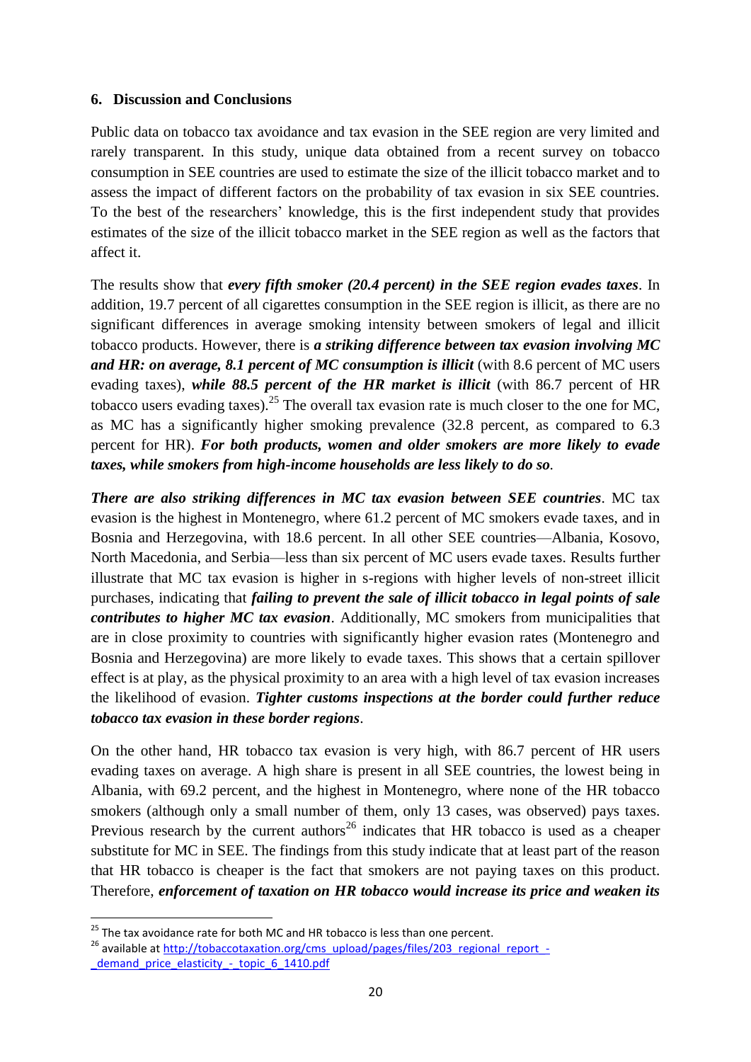## 6. Discussion and Conclusions

Public data on tobacco tax avoidance and tax evasion in the SEE region are very limited and rarely transparent. In this study, unique data obtained from a recent survey on tobacco consumption in SEE countries are used to estimate the size of the illicit tobacco market and to assess the impact of different factors on the probability of tax evasion in six SEE countries. To the best of the researchers' knowledge, this is the first independent study that provides estimates of the size of the illicit tobacco market in the SEE region as well as the factors that affect it.

The results show that ***every fifth smoker (20.4 percent) in the SEE region evades taxes***. In addition, 19.7 percent of all cigarettes consumption in the SEE region is illicit, as there are no significant differences in average smoking intensity between smokers of legal and illicit tobacco products. However, there is ***a striking difference between tax evasion involving MC and HR: on average, 8.1 percent of MC consumption is illicit*** (with 8.6 percent of MC users evading taxes), ***while 88.5 percent of the HR market is illicit*** (with 86.7 percent of HR tobacco users evading taxes).[25] The overall tax evasion rate is much closer to the one for MC, as MC has a significantly higher smoking prevalence (32.8 percent, as compared to 6.3 percent for HR). ***For both products, women and older smokers are more likely to evade taxes, while smokers from high-income households are less likely to do so.***

***There are also striking differences in MC tax evasion between SEE countries***. MC tax evasion is the highest in Montenegro, where 61.2 percent of MC smokers evade taxes, and in Bosnia and Herzegovina, with 18.6 percent. In all other SEE countries—Albania, Kosovo, North Macedonia, and Serbia—less than six percent of MC users evade taxes. Results further illustrate that MC tax evasion is higher in s-regions with higher levels of non-street illicit purchases, indicating that ***failing to prevent the sale of illicit tobacco in legal points of sale contributes to higher MC tax evasion***. Additionally, MC smokers from municipalities that are in close proximity to countries with significantly higher evasion rates (Montenegro and Bosnia and Herzegovina) are more likely to evade taxes. This shows that a certain spillover effect is at play, as the physical proximity to an area with a high level of tax evasion increases the likelihood of evasion. ***Tighter customs inspections at the border could further reduce tobacco tax evasion in these border regions***.

On the other hand, HR tobacco tax evasion is very high, with 86.7 percent of HR users evading taxes on average. A high share is present in all SEE countries, the lowest being in Albania, with 69.2 percent, and the highest in Montenegro, where none of the HR tobacco smokers (although only a small number of them, only 13 cases, was observed) pays taxes. Previous research by the current authors[26] indicates that HR tobacco is used as a cheaper substitute for MC in SEE. The findings from this study indicate that at least part of the reason that HR tobacco is cheaper is the fact that smokers are not paying taxes on this product. Therefore, ***enforcement of taxation on HR tobacco would increase its price and weaken its***

---

[25] The tax avoidance rate for both MC and HR tobacco is less than one percent.

[26] available at http://tobaccotaxation.org/cms_upload/pages/files/203_regional_report_-_demand_price_elasticity_-_topic_6_1410.pdf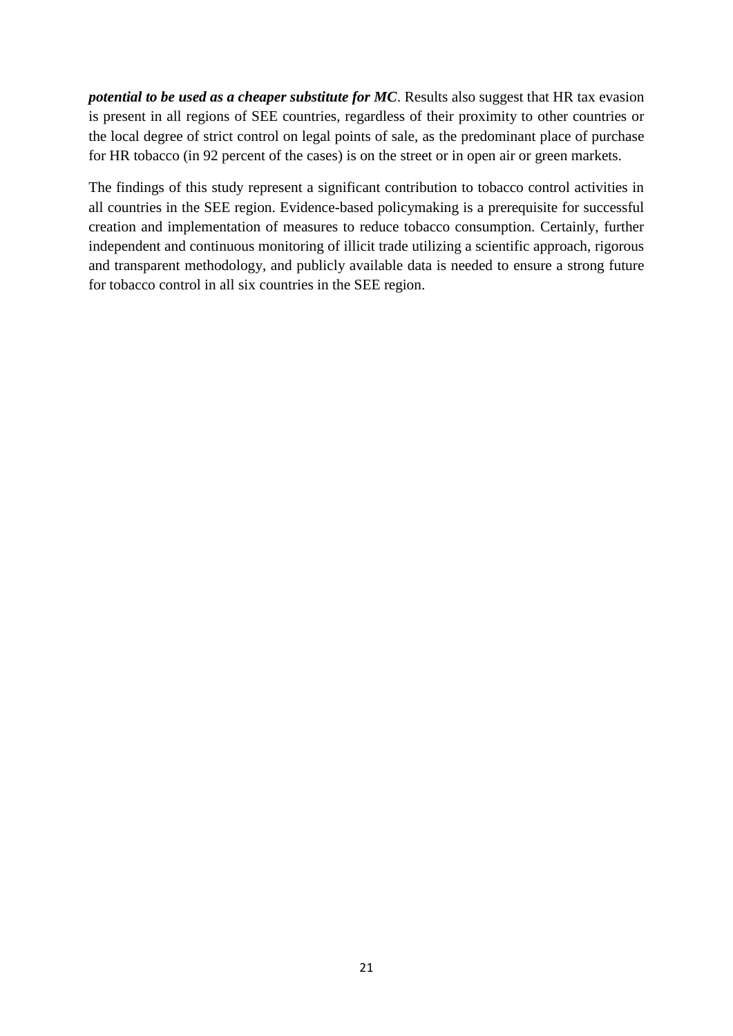***potential to be used as a cheaper substitute for MC***. Results also suggest that HR tax evasion is present in all regions of SEE countries, regardless of their proximity to other countries or the local degree of strict control on legal points of sale, as the predominant place of purchase for HR tobacco (in 92 percent of the cases) is on the street or in open air or green markets.

The findings of this study represent a significant contribution to tobacco control activities in all countries in the SEE region. Evidence-based policymaking is a prerequisite for successful creation and implementation of measures to reduce tobacco consumption. Certainly, further independent and continuous monitoring of illicit trade utilizing a scientific approach, rigorous and transparent methodology, and publicly available data is needed to ensure a strong future for tobacco control in all six countries in the SEE region.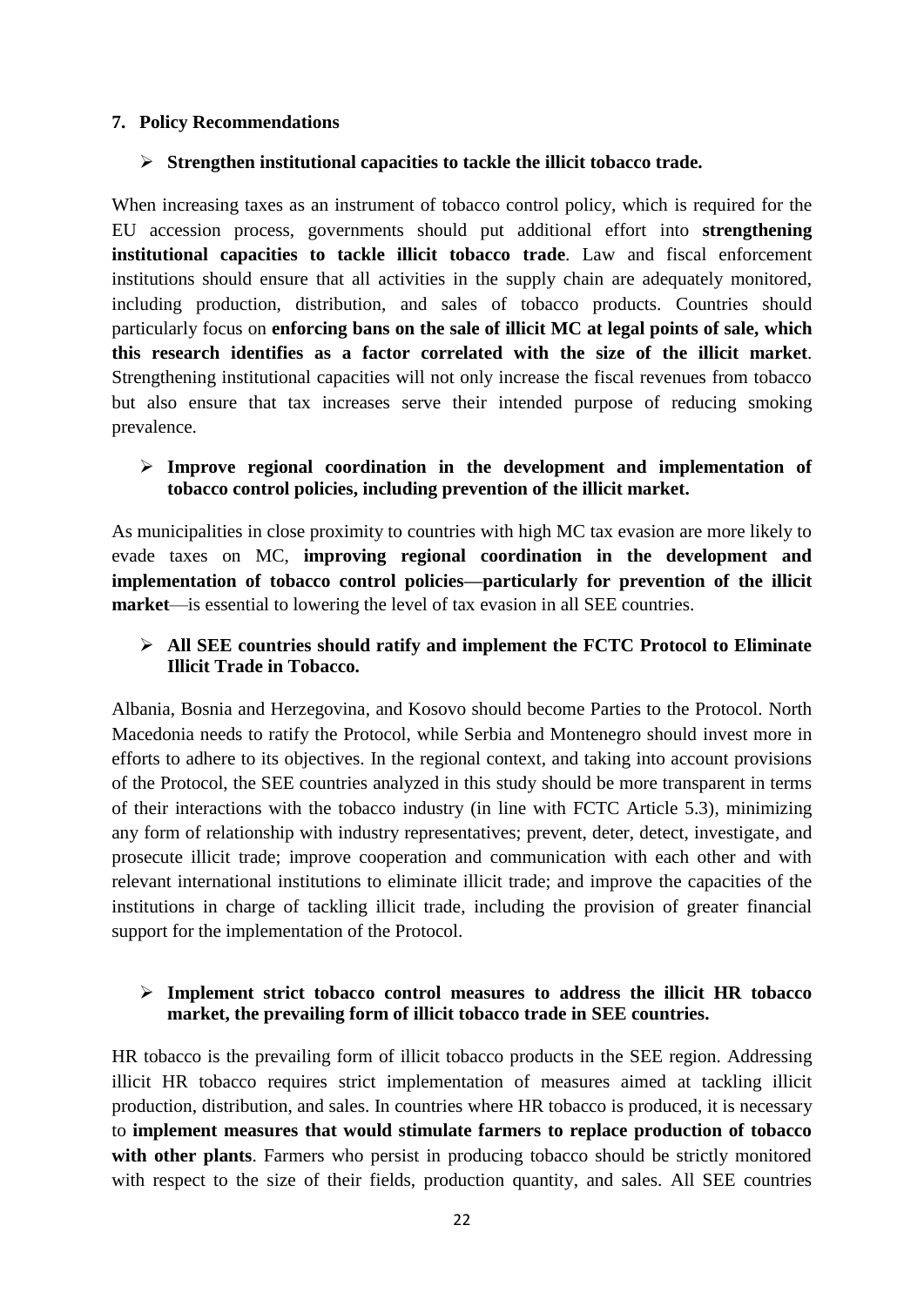## 7. Policy Recommendations

- **Strengthen institutional capacities to tackle the illicit tobacco trade.**

When increasing taxes as an instrument of tobacco control policy, which is required for the EU accession process, governments should put additional effort into **strengthening institutional capacities to tackle illicit tobacco trade**. Law and fiscal enforcement institutions should ensure that all activities in the supply chain are adequately monitored, including production, distribution, and sales of tobacco products. Countries should particularly focus on **enforcing bans on the sale of illicit MC at legal points of sale, which this research identifies as a factor correlated with the size of the illicit market**. Strengthening institutional capacities will not only increase the fiscal revenues from tobacco but also ensure that tax increases serve their intended purpose of reducing smoking prevalence.

- **Improve regional coordination in the development and implementation of tobacco control policies, including prevention of the illicit market.**

As municipalities in close proximity to countries with high MC tax evasion are more likely to evade taxes on MC, **improving regional coordination in the development and implementation of tobacco control policies—particularly for prevention of the illicit market**—is essential to lowering the level of tax evasion in all SEE countries.

- **All SEE countries should ratify and implement the FCTC Protocol to Eliminate Illicit Trade in Tobacco.**

Albania, Bosnia and Herzegovina, and Kosovo should become Parties to the Protocol. North Macedonia needs to ratify the Protocol, while Serbia and Montenegro should invest more in efforts to adhere to its objectives. In the regional context, and taking into account provisions of the Protocol, the SEE countries analyzed in this study should be more transparent in terms of their interactions with the tobacco industry (in line with FCTC Article 5.3), minimizing any form of relationship with industry representatives; prevent, deter, detect, investigate, and prosecute illicit trade; improve cooperation and communication with each other and with relevant international institutions to eliminate illicit trade; and improve the capacities of the institutions in charge of tackling illicit trade, including the provision of greater financial support for the implementation of the Protocol.

- **Implement strict tobacco control measures to address the illicit HR tobacco market, the prevailing form of illicit tobacco trade in SEE countries.**

HR tobacco is the prevailing form of illicit tobacco products in the SEE region. Addressing illicit HR tobacco requires strict implementation of measures aimed at tackling illicit production, distribution, and sales. In countries where HR tobacco is produced, it is necessary to **implement measures that would stimulate farmers to replace production of tobacco with other plants**. Farmers who persist in producing tobacco should be strictly monitored with respect to the size of their fields, production quantity, and sales. All SEE countries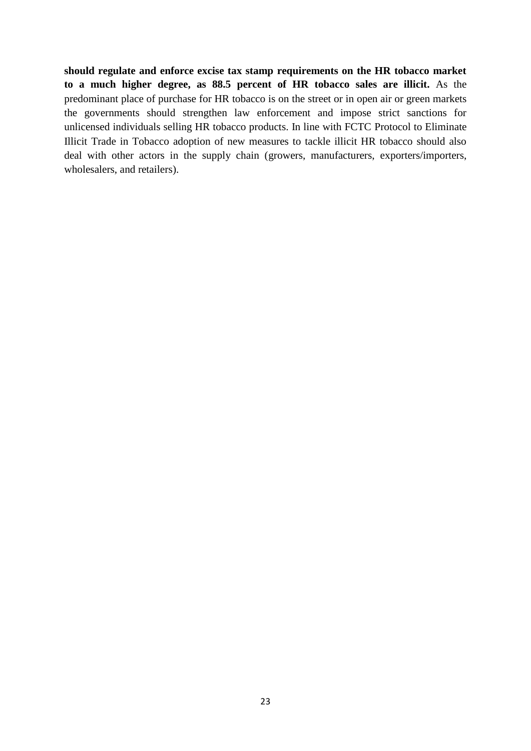**should regulate and enforce excise tax stamp requirements on the HR tobacco market to a much higher degree, as 88.5 percent of HR tobacco sales are illicit.** As the predominant place of purchase for HR tobacco is on the street or in open air or green markets the governments should strengthen law enforcement and impose strict sanctions for unlicensed individuals selling HR tobacco products. In line with FCTC Protocol to Eliminate Illicit Trade in Tobacco adoption of new measures to tackle illicit HR tobacco should also deal with other actors in the supply chain (growers, manufacturers, exporters/importers, wholesalers, and retailers).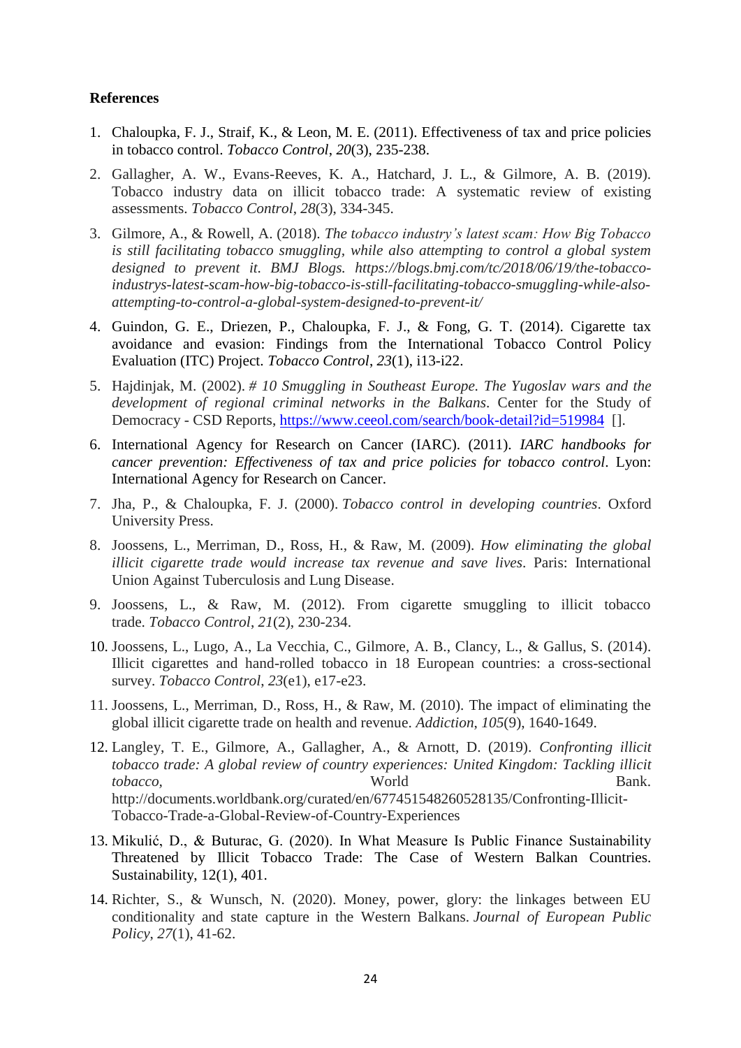**References**

1. Chaloupka, F. J., Straif, K., & Leon, M. E. (2011). Effectiveness of tax and price policies in tobacco control. *Tobacco Control*, *20*(3), 235-238.
2. Gallagher, A. W., Evans-Reeves, K. A., Hatchard, J. L., & Gilmore, A. B. (2019). Tobacco industry data on illicit tobacco trade: A systematic review of existing assessments. *Tobacco Control*, *28*(3), 334-345.
3. Gilmore, A., & Rowell, A. (2018). *The tobacco industry's latest scam: How Big Tobacco is still facilitating tobacco smuggling, while also attempting to control a global system designed to prevent it. BMJ Blogs. https://blogs.bmj.com/tc/2018/06/19/the-tobacco-industrys-latest-scam-how-big-tobacco-is-still-facilitating-tobacco-smuggling-while-also-attempting-to-control-a-global-system-designed-to-prevent-it/*
4. Guindon, G. E., Driezen, P., Chaloupka, F. J., & Fong, G. T. (2014). Cigarette tax avoidance and evasion: Findings from the International Tobacco Control Policy Evaluation (ITC) Project. *Tobacco Control*, *23*(1), i13-i22.
5. Hajdinjak, M. (2002). *# 10 Smuggling in Southeast Europe. The Yugoslav wars and the development of regional criminal networks in the Balkans*. Center for the Study of Democracy - CSD Reports, https://www.ceeol.com/search/book-detail?id=519984 [].
6. International Agency for Research on Cancer (IARC). (2011). *IARC handbooks for cancer prevention: Effectiveness of tax and price policies for tobacco control*. Lyon: International Agency for Research on Cancer.
7. Jha, P., & Chaloupka, F. J. (2000). *Tobacco control in developing countries*. Oxford University Press.
8. Joossens, L., Merriman, D., Ross, H., & Raw, M. (2009). *How eliminating the global illicit cigarette trade would increase tax revenue and save lives*. Paris: International Union Against Tuberculosis and Lung Disease.
9. Joossens, L., & Raw, M. (2012). From cigarette smuggling to illicit tobacco trade. *Tobacco Control*, *21*(2), 230-234.
10. Joossens, L., Lugo, A., La Vecchia, C., Gilmore, A. B., Clancy, L., & Gallus, S. (2014). Illicit cigarettes and hand-rolled tobacco in 18 European countries: a cross-sectional survey. *Tobacco Control*, *23*(e1), e17-e23.
11. Joossens, L., Merriman, D., Ross, H., & Raw, M. (2010). The impact of eliminating the global illicit cigarette trade on health and revenue. *Addiction*, *105*(9), 1640-1649.
12. Langley, T. E., Gilmore, A., Gallagher, A., & Arnott, D. (2019). *Confronting illicit tobacco trade: A global review of country experiences: United Kingdom: Tackling illicit tobacco*, World Bank. http://documents.worldbank.org/curated/en/677451548260528135/Confronting-Illicit-Tobacco-Trade-a-Global-Review-of-Country-Experiences
13. Mikulić, D., & Buturac, G. (2020). In What Measure Is Public Finance Sustainability Threatened by Illicit Tobacco Trade: The Case of Western Balkan Countries. Sustainability, 12(1), 401.
14. Richter, S., & Wunsch, N. (2020). Money, power, glory: the linkages between EU conditionality and state capture in the Western Balkans. *Journal of European Public Policy*, *27*(1), 41-62.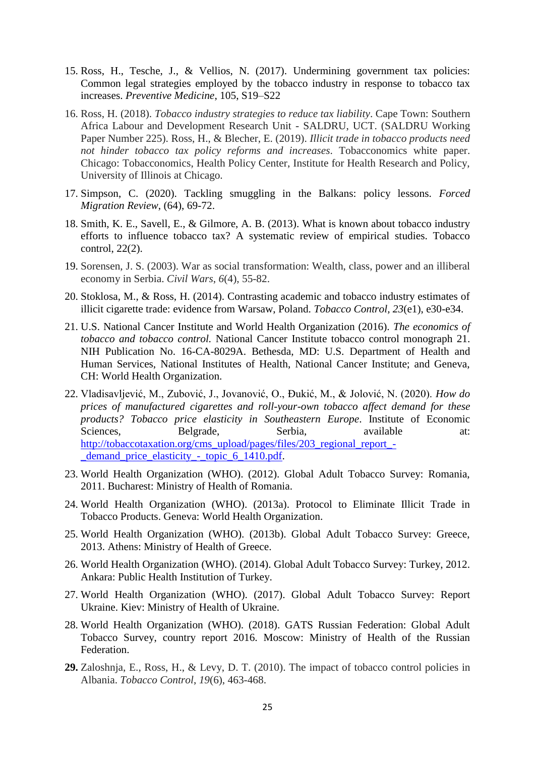15. Ross, H., Tesche, J., & Vellios, N. (2017). Undermining government tax policies: Common legal strategies employed by the tobacco industry in response to tobacco tax increases. *Preventive Medicine*, 105, S19–S22

16. Ross, H. (2018). *Tobacco industry strategies to reduce tax liability*. Cape Town: Southern Africa Labour and Development Research Unit - SALDRU, UCT. (SALDRU Working Paper Number 225). Ross, H., & Blecher, E. (2019). *Illicit trade in tobacco products need not hinder tobacco tax policy reforms and increases*. Tobacconomics white paper. Chicago: Tobacconomics, Health Policy Center, Institute for Health Research and Policy, University of Illinois at Chicago.

17. Simpson, C. (2020). Tackling smuggling in the Balkans: policy lessons. *Forced Migration Review*, (64), 69-72.

18. Smith, K. E., Savell, E., & Gilmore, A. B. (2013). What is known about tobacco industry efforts to influence tobacco tax? A systematic review of empirical studies. Tobacco control, 22(2).

19. Sorensen, J. S. (2003). War as social transformation: Wealth, class, power and an illiberal economy in Serbia. *Civil Wars*, *6*(4), 55-82.

20. Stoklosa, M., & Ross, H. (2014). Contrasting academic and tobacco industry estimates of illicit cigarette trade: evidence from Warsaw, Poland. *Tobacco Control*, *23*(e1), e30-e34.

21. U.S. National Cancer Institute and World Health Organization (2016). *The economics of tobacco and tobacco control.* National Cancer Institute tobacco control monograph 21. NIH Publication No. 16-CA-8029A. Bethesda, MD: U.S. Department of Health and Human Services, National Institutes of Health, National Cancer Institute; and Geneva, CH: World Health Organization.

22. Vladisavljević, M., Zubović, J., Jovanović, O., Đukić, M., & Jolović, N. (2020). *How do prices of manufactured cigarettes and roll-your-own tobacco affect demand for these products? Tobacco price elasticity in Southeastern Europe*. Institute of Economic Sciences, Belgrade, Serbia, available at: [http://tobaccotaxation.org/cms_upload/pages/files/203_regional_report_-_demand_price_elasticity_-_topic_6_1410.pdf](http://tobaccotaxation.org/cms_upload/pages/files/203_regional_report_-_demand_price_elasticity_-_topic_6_1410.pdf).

23. World Health Organization (WHO). (2012). Global Adult Tobacco Survey: Romania, 2011. Bucharest: Ministry of Health of Romania.

24. World Health Organization (WHO). (2013a). Protocol to Eliminate Illicit Trade in Tobacco Products. Geneva: World Health Organization.

25. World Health Organization (WHO). (2013b). Global Adult Tobacco Survey: Greece, 2013. Athens: Ministry of Health of Greece.

26. World Health Organization (WHO). (2014). Global Adult Tobacco Survey: Turkey, 2012. Ankara: Public Health Institution of Turkey.

27. World Health Organization (WHO). (2017). Global Adult Tobacco Survey: Report Ukraine. Kiev: Ministry of Health of Ukraine.

28. World Health Organization (WHO). (2018). GATS Russian Federation: Global Adult Tobacco Survey, country report 2016. Moscow: Ministry of Health of the Russian Federation.

29. Zaloshnja, E., Ross, H., & Levy, D. T. (2010). The impact of tobacco control policies in Albania. *Tobacco Control*, *19*(6), 463-468.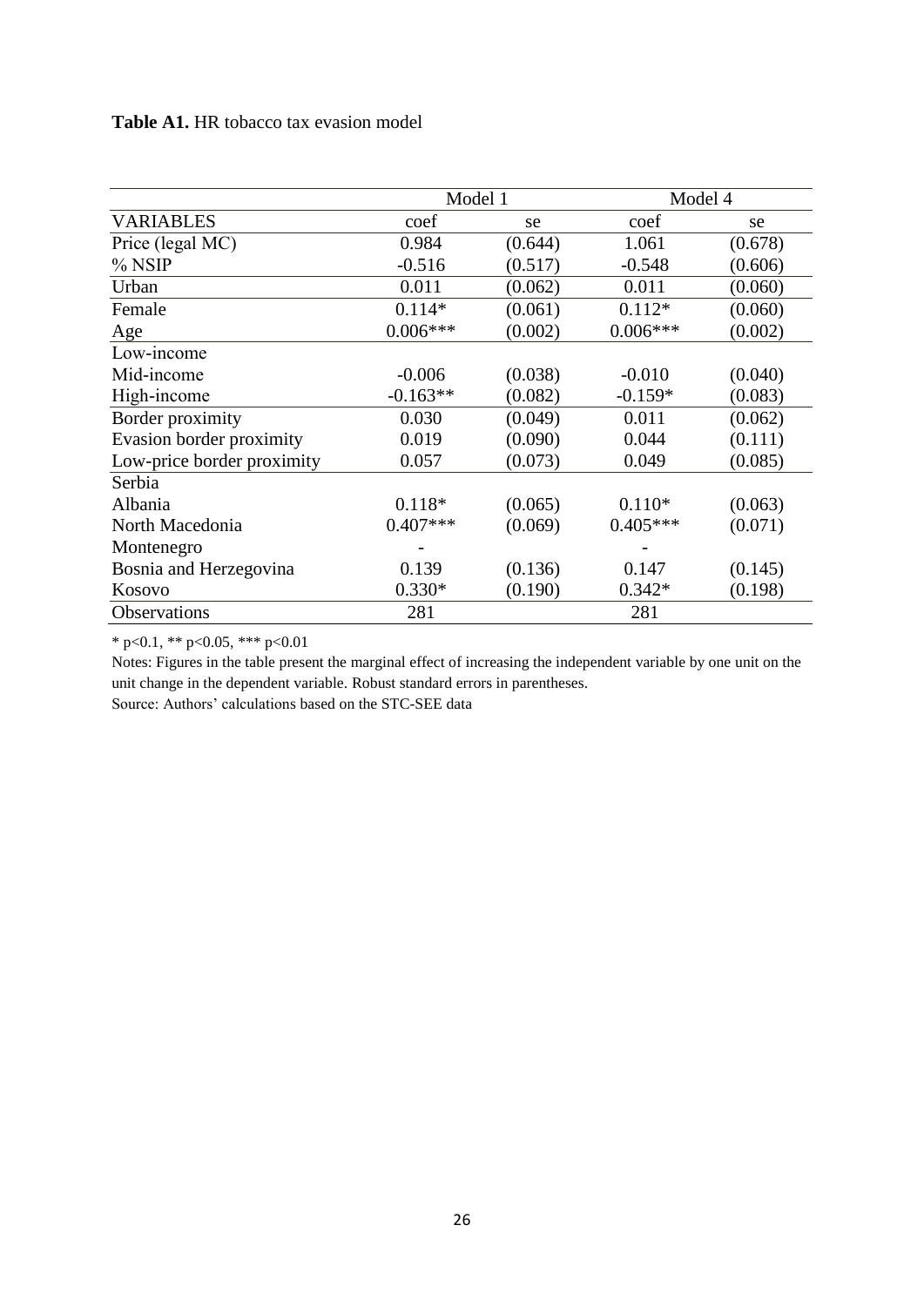**Table A1.** HR tobacco tax evasion model

| | Model 1 | | Model 4 | |
|---|---|---|---|---|
| VARIABLES | coef | se | coef | se |
| Price (legal MC) | 0.984 | (0.644) | 1.061 | (0.678) |
| % NSIP | -0.516 | (0.517) | -0.548 | (0.606) |
| Urban | 0.011 | (0.062) | 0.011 | (0.060) |
| Female | 0.114* | (0.061) | 0.112* | (0.060) |
| Age | 0.006*** | (0.002) | 0.006*** | (0.002) |
| Low-income | | | | |
| Mid-income | -0.006 | (0.038) | -0.010 | (0.040) |
| High-income | -0.163** | (0.082) | -0.159* | (0.083) |
| Border proximity | 0.030 | (0.049) | 0.011 | (0.062) |
| Evasion border proximity | 0.019 | (0.090) | 0.044 | (0.111) |
| Low-price border proximity | 0.057 | (0.073) | 0.049 | (0.085) |
| Serbia | | | | |
| Albania | 0.118* | (0.065) | 0.110* | (0.063) |
| North Macedonia | 0.407*** | (0.069) | 0.405*** | (0.071) |
| Montenegro | - | | - | |
| Bosnia and Herzegovina | 0.139 | (0.136) | 0.147 | (0.145) |
| Kosovo | 0.330* | (0.190) | 0.342* | (0.198) |
| Observations | 281 | | 281 | |

* p<0.1, ** p<0.05, *** p<0.01

Notes: Figures in the table present the marginal effect of increasing the independent variable by one unit on the unit change in the dependent variable. Robust standard errors in parentheses.

Source: Authors' calculations based on the STC-SEE data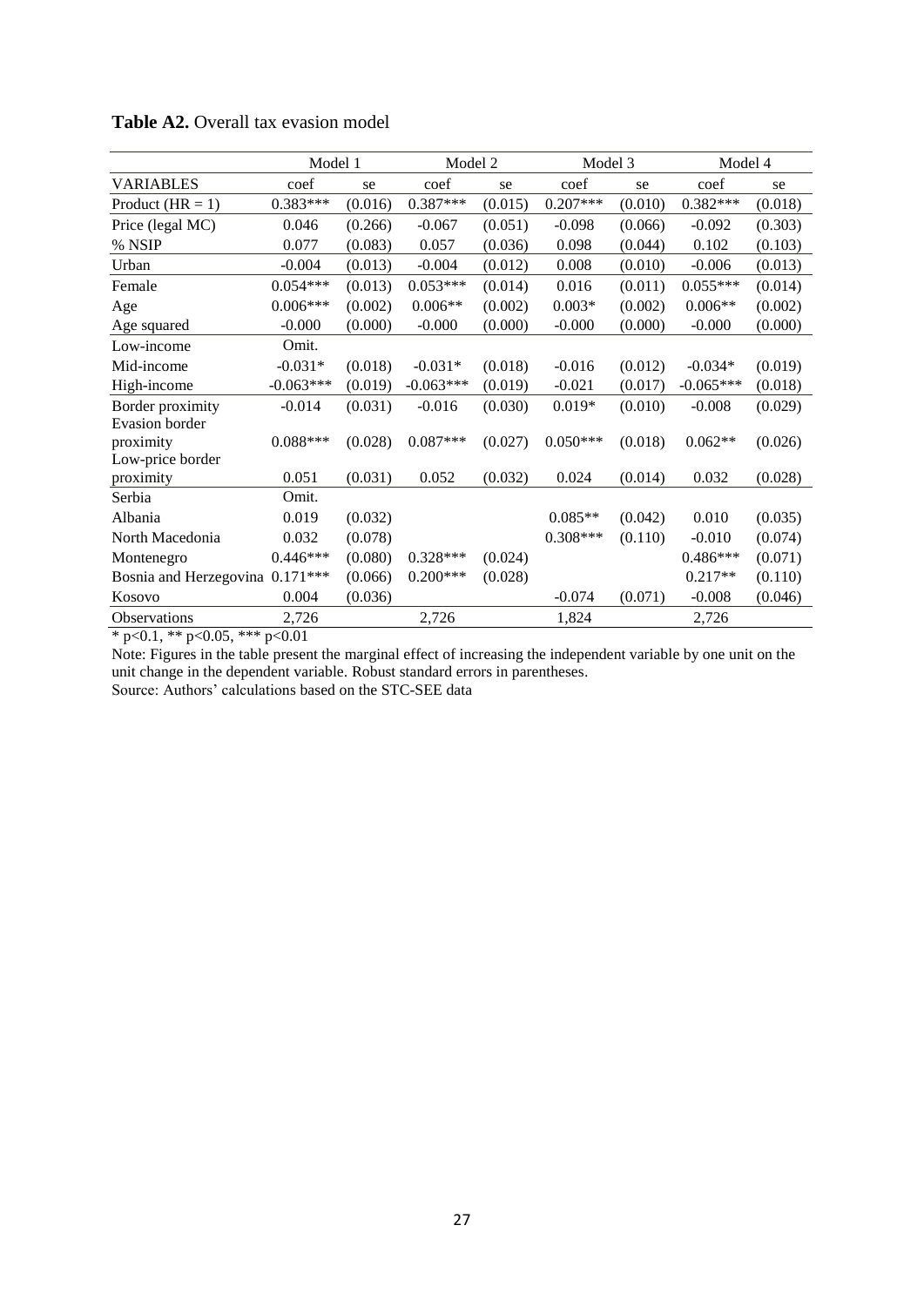**Table A2.** Overall tax evasion model

| | Model 1 | | Model 2 | | Model 3 | | Model 4 | |
|---|---|---|---|---|---|---|---|---|
| VARIABLES | coef | se | coef | se | coef | se | coef | se |
| Product (HR = 1) | 0.383*** | (0.016) | 0.387*** | (0.015) | 0.207*** | (0.010) | 0.382*** | (0.018) |
| Price (legal MC) | 0.046 | (0.266) | -0.067 | (0.051) | -0.098 | (0.066) | -0.092 | (0.303) |
| % NSIP | 0.077 | (0.083) | 0.057 | (0.036) | 0.098 | (0.044) | 0.102 | (0.103) |
| Urban | -0.004 | (0.013) | -0.004 | (0.012) | 0.008 | (0.010) | -0.006 | (0.013) |
| Female | 0.054*** | (0.013) | 0.053*** | (0.014) | 0.016 | (0.011) | 0.055*** | (0.014) |
| Age | 0.006*** | (0.002) | 0.006** | (0.002) | 0.003* | (0.002) | 0.006** | (0.002) |
| Age squared | -0.000 | (0.000) | -0.000 | (0.000) | -0.000 | (0.000) | -0.000 | (0.000) |
| Low-income | Omit. | | | | | | | |
| Mid-income | -0.031* | (0.018) | -0.031* | (0.018) | -0.016 | (0.012) | -0.034* | (0.019) |
| High-income | -0.063*** | (0.019) | -0.063*** | (0.019) | -0.021 | (0.017) | -0.065*** | (0.018) |
| Border proximity | -0.014 | (0.031) | -0.016 | (0.030) | 0.019* | (0.010) | -0.008 | (0.029) |
| Evasion border proximity | 0.088*** | (0.028) | 0.087*** | (0.027) | 0.050*** | (0.018) | 0.062** | (0.026) |
| Low-price border proximity | 0.051 | (0.031) | 0.052 | (0.032) | 0.024 | (0.014) | 0.032 | (0.028) |
| Serbia | Omit. | | | | | | | |
| Albania | 0.019 | (0.032) | | | 0.085** | (0.042) | 0.010 | (0.035) |
| North Macedonia | 0.032 | (0.078) | | | 0.308*** | (0.110) | -0.010 | (0.074) |
| Montenegro | 0.446*** | (0.080) | 0.328*** | (0.024) | | | 0.486*** | (0.071) |
| Bosnia and Herzegovina | 0.171*** | (0.066) | 0.200*** | (0.028) | | | 0.217** | (0.110) |
| Kosovo | 0.004 | (0.036) | | | -0.074 | (0.071) | -0.008 | (0.046) |
| Observations | 2,726 | | 2,726 | | 1,824 | | 2,726 | |

* p<0.1, ** p<0.05, *** p<0.01

Note: Figures in the table present the marginal effect of increasing the independent variable by one unit on the unit change in the dependent variable. Robust standard errors in parentheses.

Source: Authors' calculations based on the STC-SEE data